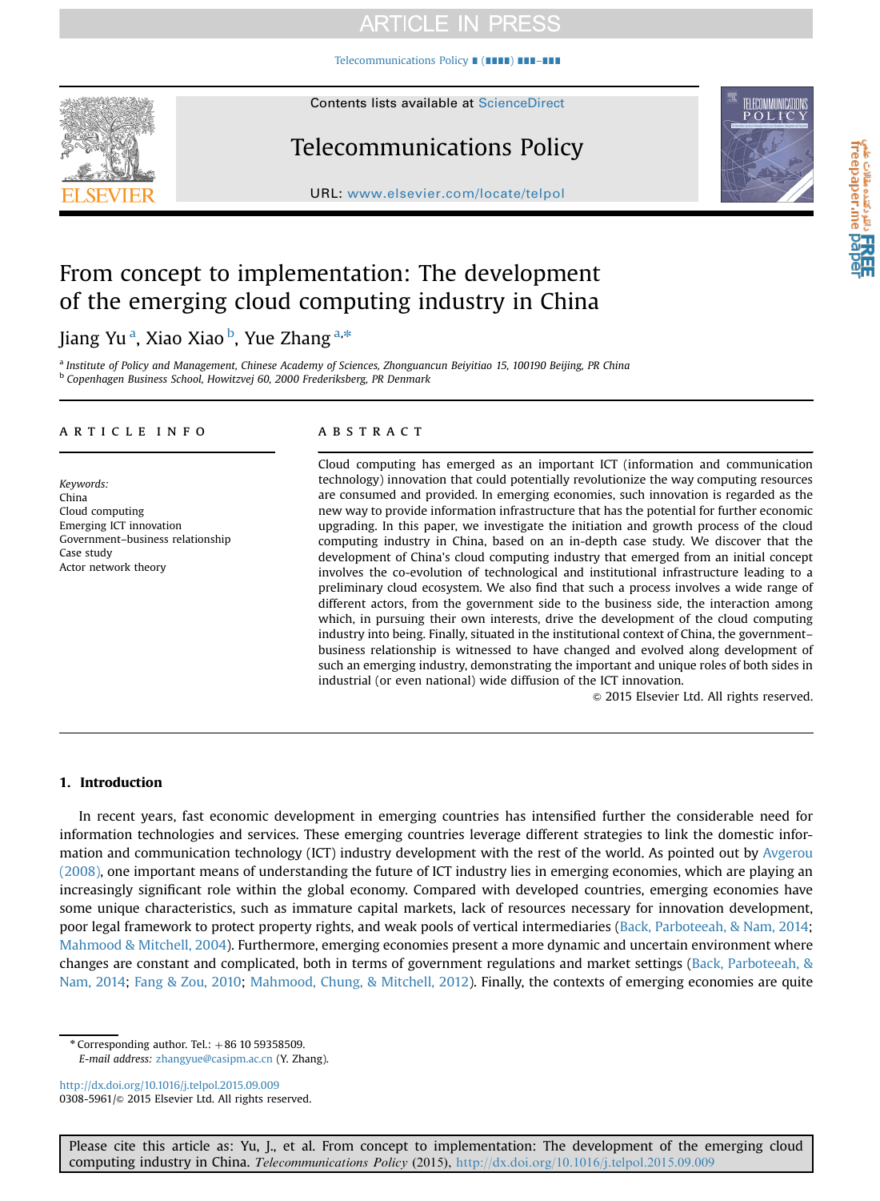# From concept to implementation: The development of the emerging cloud computing industry in China

Jiang Yu [a], Xiao Xiao [b], Yue Zhang [a,*]

[a] Institute of Policy and Management, Chinese Academy of Sciences, Zhonguancun Beiyitiao 15, 100190 Beijing, PR China
[b] Copenhagen Business School, Howitzvej 60, 2000 Frederiksberg, PR Denmark

## ARTICLE INFO

*Keywords:*
China
Cloud computing
Emerging ICT innovation
Government–business relationship
Case study
Actor network theory

## ABSTRACT

Cloud computing has emerged as an important ICT (information and communication technology) innovation that could potentially revolutionize the way computing resources are consumed and provided. In emerging economies, such innovation is regarded as the new way to provide information infrastructure that has the potential for further economic upgrading. In this paper, we investigate the initiation and growth process of the cloud computing industry in China, based on an in-depth case study. We discover that the development of China's cloud computing industry that emerged from an initial concept involves the co-evolution of technological and institutional infrastructure leading to a preliminary cloud ecosystem. We also find that such a process involves a wide range of different actors, from the government side to the business side, the interaction among which, in pursuing their own interests, drive the development of the cloud computing industry into being. Finally, situated in the institutional context of China, the government–business relationship is witnessed to have changed and evolved along development of such an emerging industry, demonstrating the important and unique roles of both sides in industrial (or even national) wide diffusion of the ICT innovation.

© 2015 Elsevier Ltd. All rights reserved.

## 1. Introduction

In recent years, fast economic development in emerging countries has intensified further the considerable need for information technologies and services. These emerging countries leverage different strategies to link the domestic information and communication technology (ICT) industry development with the rest of the world. As pointed out by Avgerou (2008), one important means of understanding the future of ICT industry lies in emerging economies, which are playing an increasingly significant role within the global economy. Compared with developed countries, emerging economies have some unique characteristics, such as immature capital markets, lack of resources necessary for innovation development, poor legal framework to protect property rights, and weak pools of vertical intermediaries (Back, Parboteeah, & Nam, 2014; Mahmood & Mitchell, 2004). Furthermore, emerging economies present a more dynamic and uncertain environment where changes are constant and complicated, both in terms of government regulations and market settings (Back, Parboteeah, & Nam, 2014; Fang & Zou, 2010; Mahmood, Chung, & Mitchell, 2012). Finally, the contexts of emerging economies are quite

---

* Corresponding author. Tel.: +86 10 59358509.
*E-mail address:* zhangyue@casipm.ac.cn (Y. Zhang).

http://dx.doi.org/10.1016/j.telpol.2015.09.009
0308-5961/© 2015 Elsevier Ltd. All rights reserved.

Please cite this article as: Yu, J., et al. From concept to implementation: The development of the emerging cloud computing industry in China. *Telecommunications Policy* (2015), http://dx.doi.org/10.1016/j.telpol.2015.09.009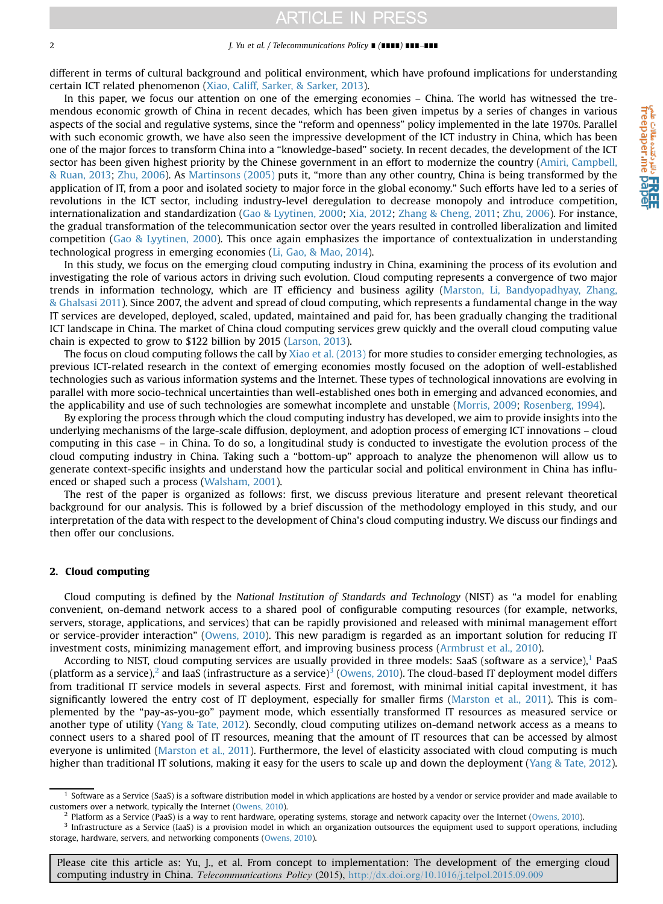different in terms of cultural background and political environment, which have profound implications for understanding certain ICT related phenomenon (Xiao, Califf, Sarker, & Sarker, 2013).

In this paper, we focus our attention on one of the emerging economies – China. The world has witnessed the tremendous economic growth of China in recent decades, which has been given impetus by a series of changes in various aspects of the social and regulative systems, since the "reform and openness" policy implemented in the late 1970s. Parallel with such economic growth, we have also seen the impressive development of the ICT industry in China, which has been one of the major forces to transform China into a "knowledge-based" society. In recent decades, the development of the ICT sector has been given highest priority by the Chinese government in an effort to modernize the country (Amiri, Campbell, & Ruan, 2013; Zhu, 2006). As Martinsons (2005) puts it, "more than any other country, China is being transformed by the application of IT, from a poor and isolated society to major force in the global economy." Such efforts have led to a series of revolutions in the ICT sector, including industry-level deregulation to decrease monopoly and introduce competition, internationalization and standardization (Gao & Lyytinen, 2000; Xia, 2012; Zhang & Cheng, 2011; Zhu, 2006). For instance, the gradual transformation of the telecommunication sector over the years resulted in controlled liberalization and limited competition (Gao & Lyytinen, 2000). This once again emphasizes the importance of contextualization in understanding technological progress in emerging economies (Li, Gao, & Mao, 2014).

In this study, we focus on the emerging cloud computing industry in China, examining the process of its evolution and investigating the role of various actors in driving such evolution. Cloud computing represents a convergence of two major trends in information technology, which are IT efficiency and business agility (Marston, Li, Bandyopadhyay, Zhang, & Ghalsasi 2011). Since 2007, the advent and spread of cloud computing, which represents a fundamental change in the way IT services are developed, deployed, scaled, updated, maintained and paid for, has been gradually changing the traditional ICT landscape in China. The market of China cloud computing services grew quickly and the overall cloud computing value chain is expected to grow to $122 billion by 2015 (Larson, 2013).

The focus on cloud computing follows the call by Xiao et al. (2013) for more studies to consider emerging technologies, as previous ICT-related research in the context of emerging economies mostly focused on the adoption of well-established technologies such as various information systems and the Internet. These types of technological innovations are evolving in parallel with more socio-technical uncertainties than well-established ones both in emerging and advanced economies, and the applicability and use of such technologies are somewhat incomplete and unstable (Morris, 2009; Rosenberg, 1994).

By exploring the process through which the cloud computing industry has developed, we aim to provide insights into the underlying mechanisms of the large-scale diffusion, deployment, and adoption process of emerging ICT innovations – cloud computing in this case – in China. To do so, a longitudinal study is conducted to investigate the evolution process of the cloud computing industry in China. Taking such a "bottom-up" approach to analyze the phenomenon will allow us to generate context-specific insights and understand how the particular social and political environment in China has influenced or shaped such a process (Walsham, 2001).

The rest of the paper is organized as follows: first, we discuss previous literature and present relevant theoretical background for our analysis. This is followed by a brief discussion of the methodology employed in this study, and our interpretation of the data with respect to the development of China's cloud computing industry. We discuss our findings and then offer our conclusions.

## 2. Cloud computing

Cloud computing is defined by the *National Institution of Standards and Technology* (NIST) as "a model for enabling convenient, on-demand network access to a shared pool of configurable computing resources (for example, networks, servers, storage, applications, and services) that can be rapidly provisioned and released with minimal management effort or service-provider interaction" (Owens, 2010). This new paradigm is regarded as an important solution for reducing IT investment costs, minimizing management effort, and improving business process (Armbrust et al., 2010).

According to NIST, cloud computing services are usually provided in three models: SaaS (software as a service),[1] PaaS (platform as a service),[2] and IaaS (infrastructure as a service)[3] (Owens, 2010). The cloud-based IT deployment model differs from traditional IT service models in several aspects. First and foremost, with minimal initial capital investment, it has significantly lowered the entry cost of IT deployment, especially for smaller firms (Marston et al., 2011). This is complemented by the "pay-as-you-go" payment mode, which essentially transformed IT resources as measured service or another type of utility (Yang & Tate, 2012). Secondly, cloud computing utilizes on-demand network access as a means to connect users to a shared pool of IT resources, meaning that the amount of IT resources that can be accessed by almost everyone is unlimited (Marston et al., 2011). Furthermore, the level of elasticity associated with cloud computing is much higher than traditional IT solutions, making it easy for the users to scale up and down the deployment (Yang & Tate, 2012).

[1] Software as a Service (SaaS) is a software distribution model in which applications are hosted by a vendor or service provider and made available to customers over a network, typically the Internet (Owens, 2010).

[2] Platform as a Service (PaaS) is a way to rent hardware, operating systems, storage and network capacity over the Internet (Owens, 2010).

[3] Infrastructure as a Service (IaaS) is a provision model in which an organization outsources the equipment used to support operations, including storage, hardware, servers, and networking components (Owens, 2010).

Please cite this article as: Yu, J., et al. From concept to implementation: The development of the emerging cloud computing industry in China. *Telecommunications Policy* (2015), http://dx.doi.org/10.1016/j.telpol.2015.09.009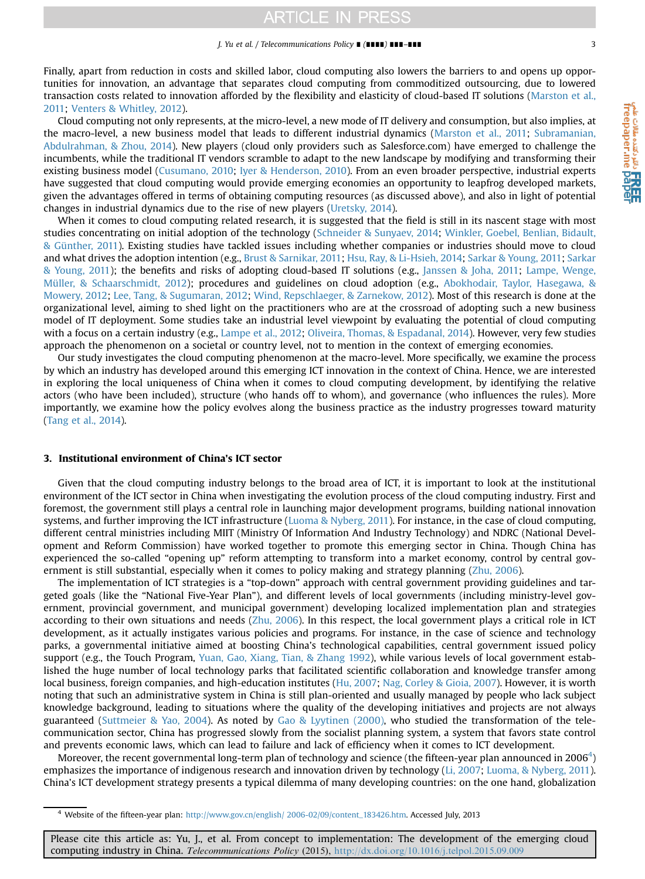Finally, apart from reduction in costs and skilled labor, cloud computing also lowers the barriers to and opens up opportunities for innovation, an advantage that separates cloud computing from commoditized outsourcing, due to lowered transaction costs related to innovation afforded by the flexibility and elasticity of cloud-based IT solutions (Marston et al., 2011; Venters & Whitley, 2012).

Cloud computing not only represents, at the micro-level, a new mode of IT delivery and consumption, but also implies, at the macro-level, a new business model that leads to different industrial dynamics (Marston et al., 2011; Subramanian, Abdulrahman, & Zhou, 2014). New players (cloud only providers such as Salesforce.com) have emerged to challenge the incumbents, while the traditional IT vendors scramble to adapt to the new landscape by modifying and transforming their existing business model (Cusumano, 2010; Iyer & Henderson, 2010). From an even broader perspective, industrial experts have suggested that cloud computing would provide emerging economies an opportunity to leapfrog developed markets, given the advantages offered in terms of obtaining computing resources (as discussed above), and also in light of potential changes in industrial dynamics due to the rise of new players (Uretsky, 2014).

When it comes to cloud computing related research, it is suggested that the field is still in its nascent stage with most studies concentrating on initial adoption of the technology (Schneider & Sunyaev, 2014; Winkler, Goebel, Benlian, Bidault, & Günther, 2011). Existing studies have tackled issues including whether companies or industries should move to cloud and what drives the adoption intention (e.g., Brust & Sarnikar, 2011; Hsu, Ray, & Li-Hsieh, 2014; Sarkar & Young, 2011; Sarkar & Young, 2011); the benefits and risks of adopting cloud-based IT solutions (e.g., Janssen & Joha, 2011; Lampe, Wenge, Müller, & Schaarschmidt, 2012); procedures and guidelines on cloud adoption (e.g., Abokhodair, Taylor, Hasegawa, & Mowery, 2012; Lee, Tang, & Sugumaran, 2012; Wind, Repschlaeger, & Zarnekow, 2012). Most of this research is done at the organizational level, aiming to shed light on the practitioners who are at the crossroad of adopting such a new business model of IT deployment. Some studies take an industrial level viewpoint by evaluating the potential of cloud computing with a focus on a certain industry (e.g., Lampe et al., 2012; Oliveira, Thomas, & Espadanal, 2014). However, very few studies approach the phenomenon on a societal or country level, not to mention in the context of emerging economies.

Our study investigates the cloud computing phenomenon at the macro-level. More specifically, we examine the process by which an industry has developed around this emerging ICT innovation in the context of China. Hence, we are interested in exploring the local uniqueness of China when it comes to cloud computing development, by identifying the relative actors (who have been included), structure (who hands off to whom), and governance (who influences the rules). More importantly, we examine how the policy evolves along the business practice as the industry progresses toward maturity (Tang et al., 2014).

## 3. Institutional environment of China's ICT sector

Given that the cloud computing industry belongs to the broad area of ICT, it is important to look at the institutional environment of the ICT sector in China when investigating the evolution process of the cloud computing industry. First and foremost, the government still plays a central role in launching major development programs, building national innovation systems, and further improving the ICT infrastructure (Luoma & Nyberg, 2011). For instance, in the case of cloud computing, different central ministries including MIIT (Ministry Of Information And Industry Technology) and NDRC (National Development and Reform Commission) have worked together to promote this emerging sector in China. Though China has experienced the so-called "opening up" reform attempting to transform into a market economy, control by central government is still substantial, especially when it comes to policy making and strategy planning (Zhu, 2006).

The implementation of ICT strategies is a "top-down" approach with central government providing guidelines and targeted goals (like the "National Five-Year Plan"), and different levels of local governments (including ministry-level government, provincial government, and municipal government) developing localized implementation plan and strategies according to their own situations and needs (Zhu, 2006). In this respect, the local government plays a critical role in ICT development, as it actually instigates various policies and programs. For instance, in the case of science and technology parks, a governmental initiative aimed at boosting China's technological capabilities, central government issued policy support (e.g., the Touch Program, Yuan, Gao, Xiang, Tian, & Zhang 1992), while various levels of local government established the huge number of local technology parks that facilitated scientific collaboration and knowledge transfer among local business, foreign companies, and high-education institutes (Hu, 2007; Nag, Corley & Gioia, 2007). However, it is worth noting that such an administrative system in China is still plan-oriented and usually managed by people who lack subject knowledge background, leading to situations where the quality of the developing initiatives and projects are not always guaranteed (Suttmeier & Yao, 2004). As noted by Gao & Lyytinen (2000), who studied the transformation of the telecommunication sector, China has progressed slowly from the socialist planning system, a system that favors state control and prevents economic laws, which can lead to failure and lack of efficiency when it comes to ICT development.

Moreover, the recent governmental long-term plan of technology and science (the fifteen-year plan announced in 2006[4]) emphasizes the importance of indigenous research and innovation driven by technology (Li, 2007; Luoma, & Nyberg, 2011). China's ICT development strategy presents a typical dilemma of many developing countries: on the one hand, globalization

[4] Website of the fifteen-year plan: http://www.gov.cn/english/ 2006-02/09/content_183426.htm. Accessed July, 2013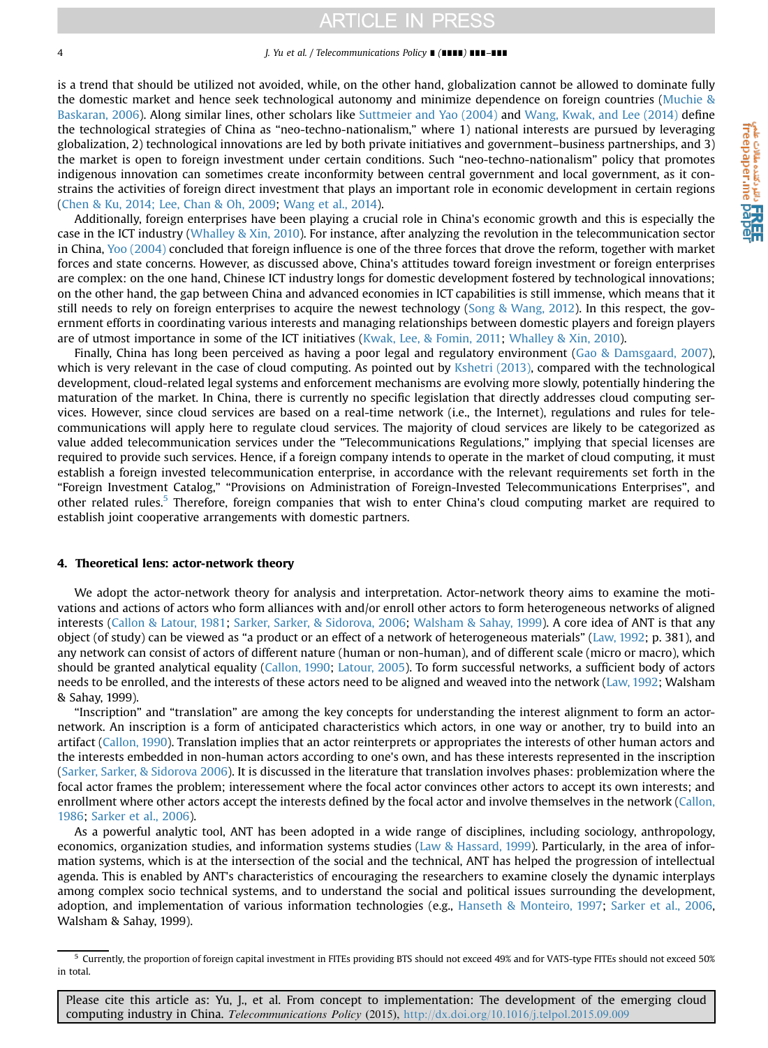is a trend that should be utilized not avoided, while, on the other hand, globalization cannot be allowed to dominate fully the domestic market and hence seek technological autonomy and minimize dependence on foreign countries (Muchie & Baskaran, 2006). Along similar lines, other scholars like Suttmeier and Yao (2004) and Wang, Kwak, and Lee (2014) define the technological strategies of China as "neo-techno-nationalism," where 1) national interests are pursued by leveraging globalization, 2) technological innovations are led by both private initiatives and government–business partnerships, and 3) the market is open to foreign investment under certain conditions. Such "neo-techno-nationalism" policy that promotes indigenous innovation can sometimes create inconformity between central government and local government, as it constrains the activities of foreign direct investment that plays an important role in economic development in certain regions (Chen & Ku, 2014; Lee, Chan & Oh, 2009; Wang et al., 2014).

Additionally, foreign enterprises have been playing a crucial role in China's economic growth and this is especially the case in the ICT industry (Whalley & Xin, 2010). For instance, after analyzing the revolution in the telecommunication sector in China, Yoo (2004) concluded that foreign influence is one of the three forces that drove the reform, together with market forces and state concerns. However, as discussed above, China's attitudes toward foreign investment or foreign enterprises are complex: on the one hand, Chinese ICT industry longs for domestic development fostered by technological innovations; on the other hand, the gap between China and advanced economies in ICT capabilities is still immense, which means that it still needs to rely on foreign enterprises to acquire the newest technology (Song & Wang, 2012). In this respect, the government efforts in coordinating various interests and managing relationships between domestic players and foreign players are of utmost importance in some of the ICT initiatives (Kwak, Lee, & Fomin, 2011; Whalley & Xin, 2010).

Finally, China has long been perceived as having a poor legal and regulatory environment (Gao & Damsgaard, 2007), which is very relevant in the case of cloud computing. As pointed out by Kshetri (2013), compared with the technological development, cloud-related legal systems and enforcement mechanisms are evolving more slowly, potentially hindering the maturation of the market. In China, there is currently no specific legislation that directly addresses cloud computing services. However, since cloud services are based on a real-time network (i.e., the Internet), regulations and rules for telecommunications will apply here to regulate cloud services. The majority of cloud services are likely to be categorized as value added telecommunication services under the "Telecommunications Regulations," implying that special licenses are required to provide such services. Hence, if a foreign company intends to operate in the market of cloud computing, it must establish a foreign invested telecommunication enterprise, in accordance with the relevant requirements set forth in the "Foreign Investment Catalog," "Provisions on Administration of Foreign-Invested Telecommunications Enterprises", and other related rules.[5] Therefore, foreign companies that wish to enter China's cloud computing market are required to establish joint cooperative arrangements with domestic partners.

## 4. Theoretical lens: actor-network theory

We adopt the actor-network theory for analysis and interpretation. Actor-network theory aims to examine the motivations and actions of actors who form alliances with and/or enroll other actors to form heterogeneous networks of aligned interests (Callon & Latour, 1981; Sarker, Sarker, & Sidorova, 2006; Walsham & Sahay, 1999). A core idea of ANT is that any object (of study) can be viewed as "a product or an effect of a network of heterogeneous materials" (Law, 1992; p. 381), and any network can consist of actors of different nature (human or non-human), and of different scale (micro or macro), which should be granted analytical equality (Callon, 1990; Latour, 2005). To form successful networks, a sufficient body of actors needs to be enrolled, and the interests of these actors need to be aligned and weaved into the network (Law, 1992; Walsham & Sahay, 1999).

"Inscription" and "translation" are among the key concepts for understanding the interest alignment to form an actor-network. An inscription is a form of anticipated characteristics which actors, in one way or another, try to build into an artifact (Callon, 1990). Translation implies that an actor reinterprets or appropriates the interests of other human actors and the interests embedded in non-human actors according to one's own, and has these interests represented in the inscription (Sarker, Sarker, & Sidorova 2006). It is discussed in the literature that translation involves phases: problemization where the focal actor frames the problem; interessement where the focal actor convinces other actors to accept its own interests; and enrollment where other actors accept the interests defined by the focal actor and involve themselves in the network (Callon, 1986; Sarker et al., 2006).

As a powerful analytic tool, ANT has been adopted in a wide range of disciplines, including sociology, anthropology, economics, organization studies, and information systems studies (Law & Hassard, 1999). Particularly, in the area of information systems, which is at the intersection of the social and the technical, ANT has helped the progression of intellectual agenda. This is enabled by ANT's characteristics of encouraging the researchers to examine closely the dynamic interplays among complex socio technical systems, and to understand the social and political issues surrounding the development, adoption, and implementation of various information technologies (e.g., Hanseth & Monteiro, 1997; Sarker et al., 2006, Walsham & Sahay, 1999).

[5] Currently, the proportion of foreign capital investment in FITEs providing BTS should not exceed 49% and for VATS-type FITEs should not exceed 50% in total.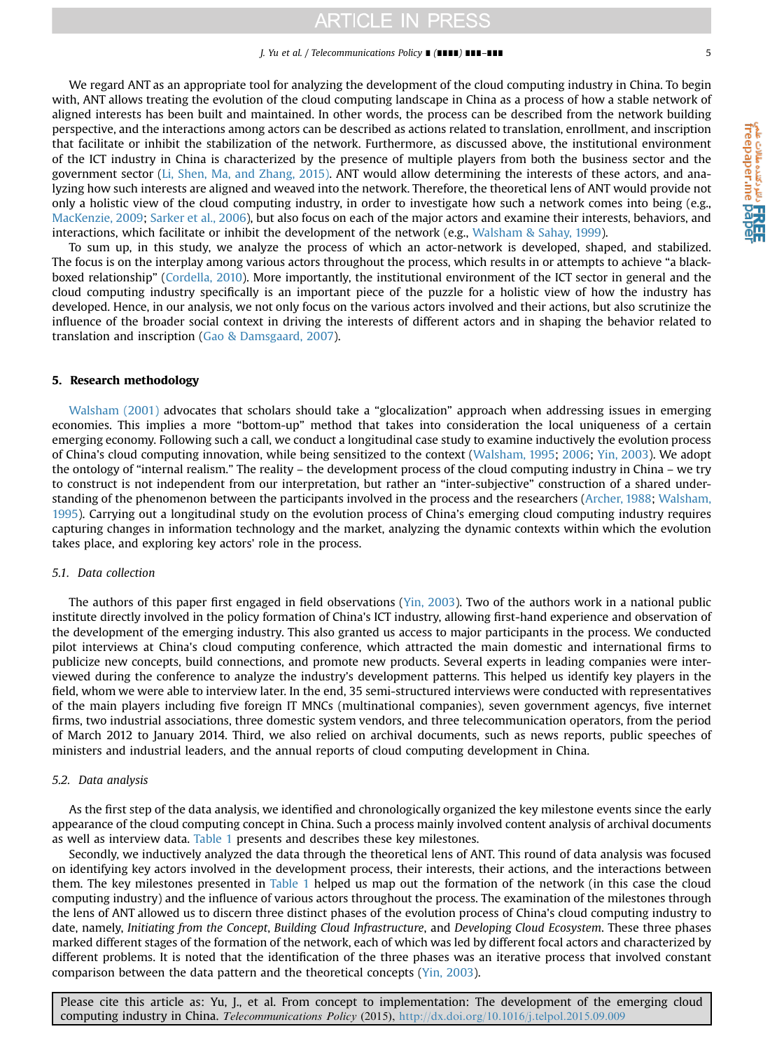We regard ANT as an appropriate tool for analyzing the development of the cloud computing industry in China. To begin with, ANT allows treating the evolution of the cloud computing landscape in China as a process of how a stable network of aligned interests has been built and maintained. In other words, the process can be described from the network building perspective, and the interactions among actors can be described as actions related to translation, enrollment, and inscription that facilitate or inhibit the stabilization of the network. Furthermore, as discussed above, the institutional environment of the ICT industry in China is characterized by the presence of multiple players from both the business sector and the government sector (Li, Shen, Ma, and Zhang, 2015). ANT would allow determining the interests of these actors, and analyzing how such interests are aligned and weaved into the network. Therefore, the theoretical lens of ANT would provide not only a holistic view of the cloud computing industry, in order to investigate how such a network comes into being (e.g., MacKenzie, 2009; Sarker et al., 2006), but also focus on each of the major actors and examine their interests, behaviors, and interactions, which facilitate or inhibit the development of the network (e.g., Walsham & Sahay, 1999).

To sum up, in this study, we analyze the process of which an actor-network is developed, shaped, and stabilized. The focus is on the interplay among various actors throughout the process, which results in or attempts to achieve "a black-boxed relationship" (Cordella, 2010). More importantly, the institutional environment of the ICT sector in general and the cloud computing industry specifically is an important piece of the puzzle for a holistic view of how the industry has developed. Hence, in our analysis, we not only focus on the various actors involved and their actions, but also scrutinize the influence of the broader social context in driving the interests of different actors and in shaping the behavior related to translation and inscription (Gao & Damsgaard, 2007).

## 5. Research methodology

Walsham (2001) advocates that scholars should take a "glocalization" approach when addressing issues in emerging economies. This implies a more "bottom-up" method that takes into consideration the local uniqueness of a certain emerging economy. Following such a call, we conduct a longitudinal case study to examine inductively the evolution process of China's cloud computing innovation, while being sensitized to the context (Walsham, 1995; 2006; Yin, 2003). We adopt the ontology of "internal realism." The reality – the development process of the cloud computing industry in China – we try to construct is not independent from our interpretation, but rather an "inter-subjective" construction of a shared understanding of the phenomenon between the participants involved in the process and the researchers (Archer, 1988; Walsham, 1995). Carrying out a longitudinal study on the evolution process of China's emerging cloud computing industry requires capturing changes in information technology and the market, analyzing the dynamic contexts within which the evolution takes place, and exploring key actors' role in the process.

### 5.1. Data collection

The authors of this paper first engaged in field observations (Yin, 2003). Two of the authors work in a national public institute directly involved in the policy formation of China's ICT industry, allowing first-hand experience and observation of the development of the emerging industry. This also granted us access to major participants in the process. We conducted pilot interviews at China's cloud computing conference, which attracted the main domestic and international firms to publicize new concepts, build connections, and promote new products. Several experts in leading companies were interviewed during the conference to analyze the industry's development patterns. This helped us identify key players in the field, whom we were able to interview later. In the end, 35 semi-structured interviews were conducted with representatives of the main players including five foreign IT MNCs (multinational companies), seven government agencys, five internet firms, two industrial associations, three domestic system vendors, and three telecommunication operators, from the period of March 2012 to January 2014. Third, we also relied on archival documents, such as news reports, public speeches of ministers and industrial leaders, and the annual reports of cloud computing development in China.

### 5.2. Data analysis

As the first step of the data analysis, we identified and chronologically organized the key milestone events since the early appearance of the cloud computing concept in China. Such a process mainly involved content analysis of archival documents as well as interview data. Table 1 presents and describes these key milestones.

Secondly, we inductively analyzed the data through the theoretical lens of ANT. This round of data analysis was focused on identifying key actors involved in the development process, their interests, their actions, and the interactions between them. The key milestones presented in Table 1 helped us map out the formation of the network (in this case the cloud computing industry) and the influence of various actors throughout the process. The examination of the milestones through the lens of ANT allowed us to discern three distinct phases of the evolution process of China's cloud computing industry to date, namely, *Initiating from the Concept*, *Building Cloud Infrastructure*, and *Developing Cloud Ecosystem*. These three phases marked different stages of the formation of the network, each of which was led by different focal actors and characterized by different problems. It is noted that the identification of the three phases was an iterative process that involved constant comparison between the data pattern and the theoretical concepts (Yin, 2003).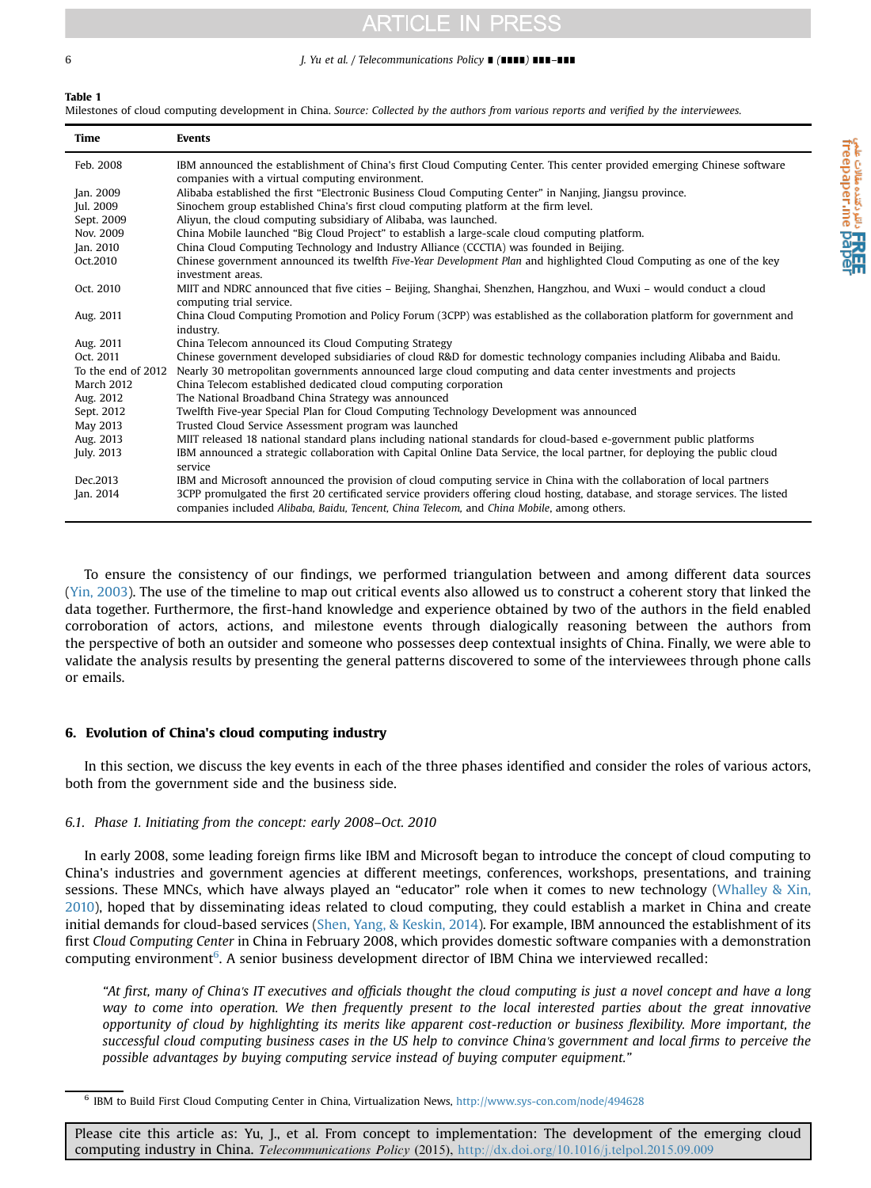**Table 1**
Milestones of cloud computing development in China. *Source: Collected by the authors from various reports and verified by the interviewees.*

| Time | Events |
|---|---|
| Feb. 2008 | IBM announced the establishment of China's first Cloud Computing Center. This center provided emerging Chinese software companies with a virtual computing environment. |
| Jan. 2009 | Alibaba established the first "Electronic Business Cloud Computing Center" in Nanjing, Jiangsu province. |
| Jul. 2009 | Sinochem group established China's first cloud computing platform at the firm level. |
| Sept. 2009 | Aliyun, the cloud computing subsidiary of Alibaba, was launched. |
| Nov. 2009 | China Mobile launched "Big Cloud Project" to establish a large-scale cloud computing platform. |
| Jan. 2010 | China Cloud Computing Technology and Industry Alliance (CCCTIA) was founded in Beijing. |
| Oct.2010 | Chinese government announced its twelfth *Five-Year Development Plan* and highlighted Cloud Computing as one of the key investment areas. |
| Oct. 2010 | MIIT and NDRC announced that five cities – Beijing, Shanghai, Shenzhen, Hangzhou, and Wuxi – would conduct a cloud computing trial service. |
| Aug. 2011 | China Cloud Computing Promotion and Policy Forum (3CPP) was established as the collaboration platform for government and industry. |
| Aug. 2011 | China Telecom announced its Cloud Computing Strategy |
| Oct. 2011 | Chinese government developed subsidiaries of cloud R&D for domestic technology companies including Alibaba and Baidu. |
| To the end of 2012 | Nearly 30 metropolitan governments announced large cloud computing and data center investments and projects |
| March 2012 | China Telecom established dedicated cloud computing corporation |
| Aug. 2012 | The National Broadband China Strategy was announced |
| Sept. 2012 | Twelfth Five-year Special Plan for Cloud Computing Technology Development was announced |
| May 2013 | Trusted Cloud Service Assessment program was launched |
| Aug. 2013 | MIIT released 18 national standard plans including national standards for cloud-based e-government public platforms |
| July. 2013 | IBM announced a strategic collaboration with Capital Online Data Service, the local partner, for deploying the public cloud service |
| Dec.2013 | IBM and Microsoft announced the provision of cloud computing service in China with the collaboration of local partners |
| Jan. 2014 | 3CPP promulgated the first 20 certificated service providers offering cloud hosting, database, and storage services. The listed companies included *Alibaba, Baidu, Tencent, China Telecom,* and *China Mobile*, among others. |

To ensure the consistency of our findings, we performed triangulation between and among different data sources (Yin, 2003). The use of the timeline to map out critical events also allowed us to construct a coherent story that linked the data together. Furthermore, the first-hand knowledge and experience obtained by two of the authors in the field enabled corroboration of actors, actions, and milestone events through dialogically reasoning between the authors from the perspective of both an outsider and someone who possesses deep contextual insights of China. Finally, we were able to validate the analysis results by presenting the general patterns discovered to some of the interviewees through phone calls or emails.

## 6. Evolution of China's cloud computing industry

In this section, we discuss the key events in each of the three phases identified and consider the roles of various actors, both from the government side and the business side.

### 6.1. Phase 1. Initiating from the concept: early 2008–Oct. 2010

In early 2008, some leading foreign firms like IBM and Microsoft began to introduce the concept of cloud computing to China's industries and government agencies at different meetings, conferences, workshops, presentations, and training sessions. These MNCs, which have always played an "educator" role when it comes to new technology (Whalley & Xin, 2010), hoped that by disseminating ideas related to cloud computing, they could establish a market in China and create initial demands for cloud-based services (Shen, Yang, & Keskin, 2014). For example, IBM announced the establishment of its first *Cloud Computing Center* in China in February 2008, which provides domestic software companies with a demonstration computing environment[6]. A senior business development director of IBM China we interviewed recalled:

> *"At first, many of China's IT executives and officials thought the cloud computing is just a novel concept and have a long way to come into operation. We then frequently present to the local interested parties about the great innovative opportunity of cloud by highlighting its merits like apparent cost-reduction or business flexibility. More important, the successful cloud computing business cases in the US help to convince China's government and local firms to perceive the possible advantages by buying computing service instead of buying computer equipment."*

[6] IBM to Build First Cloud Computing Center in China, Virtualization News, http://www.sys-con.com/node/494628

Please cite this article as: Yu, J., et al. From concept to implementation: The development of the emerging cloud computing industry in China. *Telecommunications Policy* (2015), http://dx.doi.org/10.1016/j.telpol.2015.09.009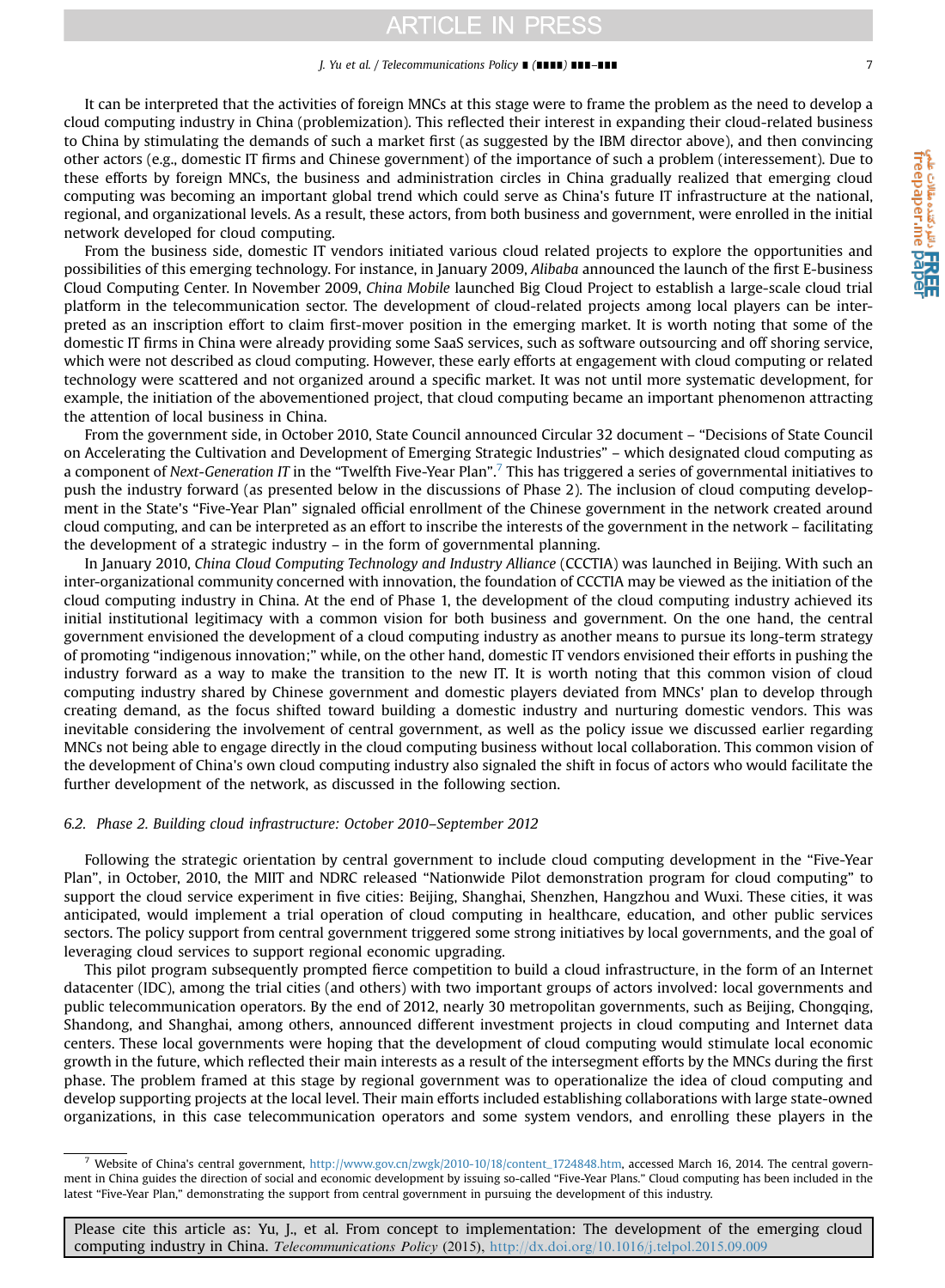It can be interpreted that the activities of foreign MNCs at this stage were to frame the problem as the need to develop a cloud computing industry in China (problemization). This reflected their interest in expanding their cloud-related business to China by stimulating the demands of such a market first (as suggested by the IBM director above), and then convincing other actors (e.g., domestic IT firms and Chinese government) of the importance of such a problem (interessement). Due to these efforts by foreign MNCs, the business and administration circles in China gradually realized that emerging cloud computing was becoming an important global trend which could serve as China's future IT infrastructure at the national, regional, and organizational levels. As a result, these actors, from both business and government, were enrolled in the initial network developed for cloud computing.

From the business side, domestic IT vendors initiated various cloud related projects to explore the opportunities and possibilities of this emerging technology. For instance, in January 2009, *Alibaba* announced the launch of the first E-business Cloud Computing Center. In November 2009, *China Mobile* launched Big Cloud Project to establish a large-scale cloud trial platform in the telecommunication sector. The development of cloud-related projects among local players can be interpreted as an inscription effort to claim first-mover position in the emerging market. It is worth noting that some of the domestic IT firms in China were already providing some SaaS services, such as software outsourcing and off shoring service, which were not described as cloud computing. However, these early efforts at engagement with cloud computing or related technology were scattered and not organized around a specific market. It was not until more systematic development, for example, the initiation of the abovementioned project, that cloud computing became an important phenomenon attracting the attention of local business in China.

From the government side, in October 2010, State Council announced Circular 32 document – "Decisions of State Council on Accelerating the Cultivation and Development of Emerging Strategic Industries" – which designated cloud computing as a component of *Next-Generation IT* in the "Twelfth Five-Year Plan".[7] This has triggered a series of governmental initiatives to push the industry forward (as presented below in the discussions of Phase 2). The inclusion of cloud computing development in the State's "Five-Year Plan" signaled official enrollment of the Chinese government in the network created around cloud computing, and can be interpreted as an effort to inscribe the interests of the government in the network – facilitating the development of a strategic industry – in the form of governmental planning.

In January 2010, *China Cloud Computing Technology and Industry Alliance* (CCCTIA) was launched in Beijing. With such an inter-organizational community concerned with innovation, the foundation of CCCTIA may be viewed as the initiation of the cloud computing industry in China. At the end of Phase 1, the development of the cloud computing industry achieved its initial institutional legitimacy with a common vision for both business and government. On the one hand, the central government envisioned the development of a cloud computing industry as another means to pursue its long-term strategy of promoting "indigenous innovation;" while, on the other hand, domestic IT vendors envisioned their efforts in pushing the industry forward as a way to make the transition to the new IT. It is worth noting that this common vision of cloud computing industry shared by Chinese government and domestic players deviated from MNCs' plan to develop through creating demand, as the focus shifted toward building a domestic industry and nurturing domestic vendors. This was inevitable considering the involvement of central government, as well as the policy issue we discussed earlier regarding MNCs not being able to engage directly in the cloud computing business without local collaboration. This common vision of the development of China's own cloud computing industry also signaled the shift in focus of actors who would facilitate the further development of the network, as discussed in the following section.

### 6.2. Phase 2. Building cloud infrastructure: October 2010–September 2012

Following the strategic orientation by central government to include cloud computing development in the "Five-Year Plan", in October, 2010, the MIIT and NDRC released "Nationwide Pilot demonstration program for cloud computing" to support the cloud service experiment in five cities: Beijing, Shanghai, Shenzhen, Hangzhou and Wuxi. These cities, it was anticipated, would implement a trial operation of cloud computing in healthcare, education, and other public services sectors. The policy support from central government triggered some strong initiatives by local governments, and the goal of leveraging cloud services to support regional economic upgrading.

This pilot program subsequently prompted fierce competition to build a cloud infrastructure, in the form of an Internet datacenter (IDC), among the trial cities (and others) with two important groups of actors involved: local governments and public telecommunication operators. By the end of 2012, nearly 30 metropolitan governments, such as Beijing, Chongqing, Shandong, and Shanghai, among others, announced different investment projects in cloud computing and Internet data centers. These local governments were hoping that the development of cloud computing would stimulate local economic growth in the future, which reflected their main interests as a result of the intersegment efforts by the MNCs during the first phase. The problem framed at this stage by regional government was to operationalize the idea of cloud computing and develop supporting projects at the local level. Their main efforts included establishing collaborations with large state-owned organizations, in this case telecommunication operators and some system vendors, and enrolling these players in the

---

[7] Website of China's central government, http://www.gov.cn/zwgk/2010-10/18/content_1724848.htm, accessed March 16, 2014. The central government in China guides the direction of social and economic development by issuing so-called "Five-Year Plans." Cloud computing has been included in the latest "Five-Year Plan," demonstrating the support from central government in pursuing the development of this industry.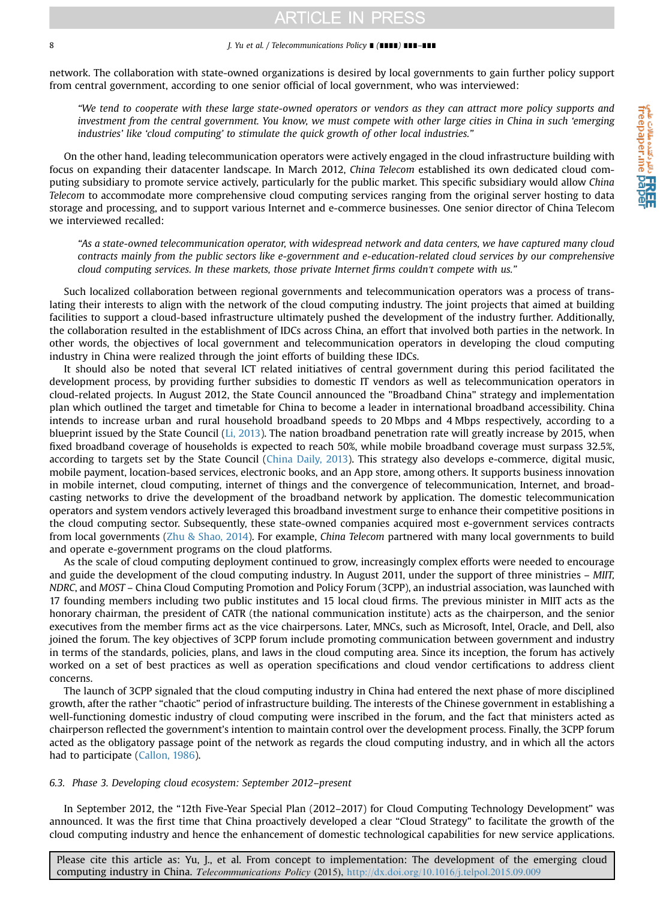network. The collaboration with state-owned organizations is desired by local governments to gain further policy support from central government, according to one senior official of local government, who was interviewed:

> *"We tend to cooperate with these large state-owned operators or vendors as they can attract more policy supports and investment from the central government. You know, we must compete with other large cities in China in such 'emerging industries' like 'cloud computing' to stimulate the quick growth of other local industries."*

On the other hand, leading telecommunication operators were actively engaged in the cloud infrastructure building with focus on expanding their datacenter landscape. In March 2012, *China Telecom* established its own dedicated cloud computing subsidiary to promote service actively, particularly for the public market. This specific subsidiary would allow *China Telecom* to accommodate more comprehensive cloud computing services ranging from the original server hosting to data storage and processing, and to support various Internet and e-commerce businesses. One senior director of China Telecom we interviewed recalled:

> *"As a state-owned telecommunication operator, with widespread network and data centers, we have captured many cloud contracts mainly from the public sectors like e-government and e-education-related cloud services by our comprehensive cloud computing services. In these markets, those private Internet firms couldn't compete with us."*

Such localized collaboration between regional governments and telecommunication operators was a process of translating their interests to align with the network of the cloud computing industry. The joint projects that aimed at building facilities to support a cloud-based infrastructure ultimately pushed the development of the industry further. Additionally, the collaboration resulted in the establishment of IDCs across China, an effort that involved both parties in the network. In other words, the objectives of local government and telecommunication operators in developing the cloud computing industry in China were realized through the joint efforts of building these IDCs.

It should also be noted that several ICT related initiatives of central government during this period facilitated the development process, by providing further subsidies to domestic IT vendors as well as telecommunication operators in cloud-related projects. In August 2012, the State Council announced the "Broadband China" strategy and implementation plan which outlined the target and timetable for China to become a leader in international broadband accessibility. China intends to increase urban and rural household broadband speeds to 20 Mbps and 4 Mbps respectively, according to a blueprint issued by the State Council (Li, 2013). The nation broadband penetration rate will greatly increase by 2015, when fixed broadband coverage of households is expected to reach 50%, while mobile broadband coverage must surpass 32.5%, according to targets set by the State Council (China Daily, 2013). This strategy also develops e-commerce, digital music, mobile payment, location-based services, electronic books, and an App store, among others. It supports business innovation in mobile internet, cloud computing, internet of things and the convergence of telecommunication, Internet, and broadcasting networks to drive the development of the broadband network by application. The domestic telecommunication operators and system vendors actively leveraged this broadband investment surge to enhance their competitive positions in the cloud computing sector. Subsequently, these state-owned companies acquired most e-government services contracts from local governments (Zhu & Shao, 2014). For example, *China Telecom* partnered with many local governments to build and operate e-government programs on the cloud platforms.

As the scale of cloud computing deployment continued to grow, increasingly complex efforts were needed to encourage and guide the development of the cloud computing industry. In August 2011, under the support of three ministries – *MIIT, NDRC*, and *MOST* – China Cloud Computing Promotion and Policy Forum (3CPP), an industrial association, was launched with 17 founding members including two public institutes and 15 local cloud firms. The previous minister in MIIT acts as the honorary chairman, the president of CATR (the national communication institute) acts as the chairperson, and the senior executives from the member firms act as the vice chairpersons. Later, MNCs, such as Microsoft, Intel, Oracle, and Dell, also joined the forum. The key objectives of 3CPP forum include promoting communication between government and industry in terms of the standards, policies, plans, and laws in the cloud computing area. Since its inception, the forum has actively worked on a set of best practices as well as operation specifications and cloud vendor certifications to address client concerns.

The launch of 3CPP signaled that the cloud computing industry in China had entered the next phase of more disciplined growth, after the rather "chaotic" period of infrastructure building. The interests of the Chinese government in establishing a well-functioning domestic industry of cloud computing were inscribed in the forum, and the fact that ministers acted as chairperson reflected the government's intention to maintain control over the development process. Finally, the 3CPP forum acted as the obligatory passage point of the network as regards the cloud computing industry, and in which all the actors had to participate (Callon, 1986).

### 6.3. Phase 3. Developing cloud ecosystem: September 2012–present

In September 2012, the "12th Five-Year Special Plan (2012–2017) for Cloud Computing Technology Development" was announced. It was the first time that China proactively developed a clear "Cloud Strategy" to facilitate the growth of the cloud computing industry and hence the enhancement of domestic technological capabilities for new service applications.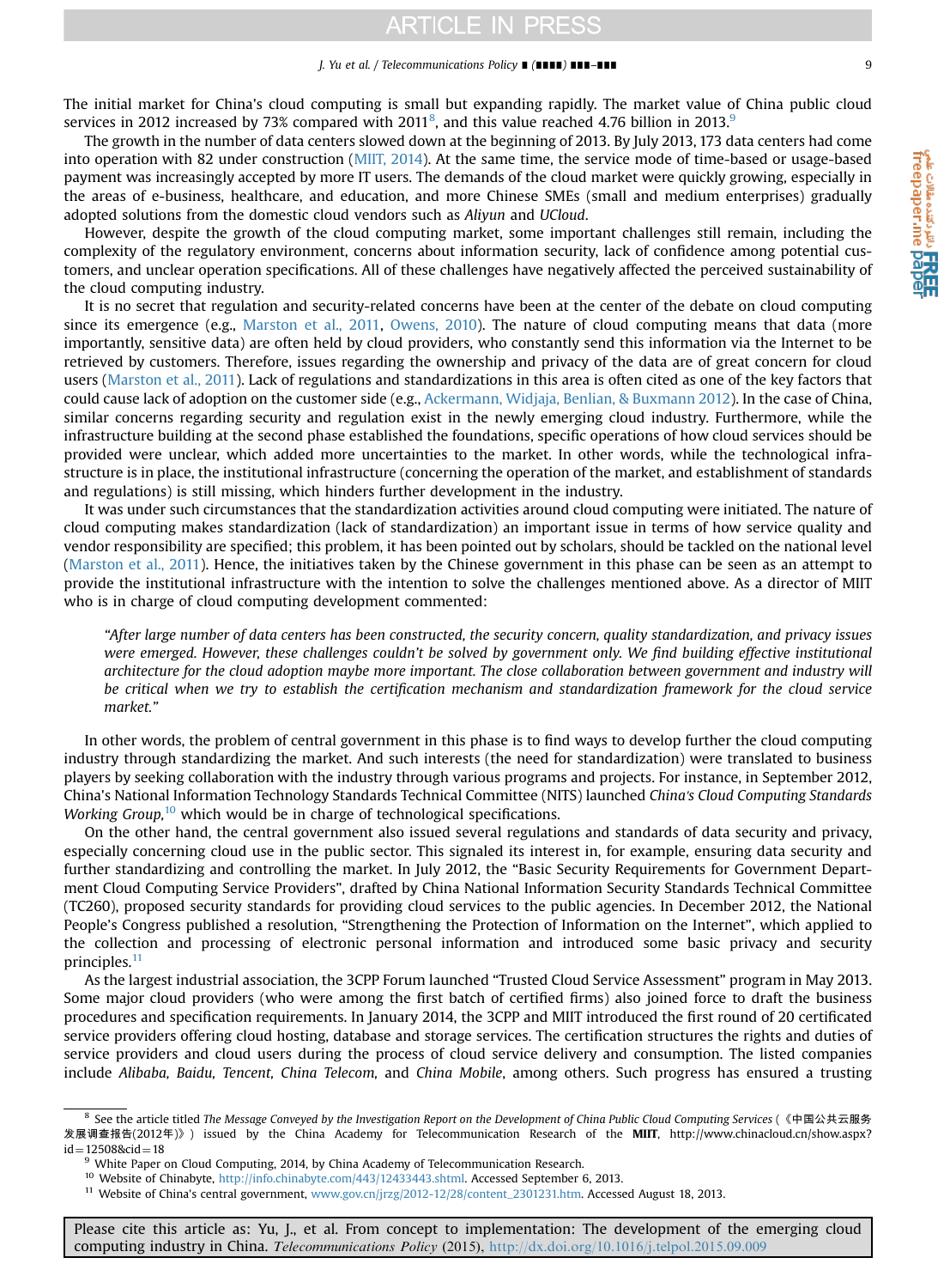The initial market for China's cloud computing is small but expanding rapidly. The market value of China public cloud services in 2012 increased by 73% compared with 2011[8], and this value reached 4.76 billion in 2013.[9]

The growth in the number of data centers slowed down at the beginning of 2013. By July 2013, 173 data centers had come into operation with 82 under construction (MIIT, 2014). At the same time, the service mode of time-based or usage-based payment was increasingly accepted by more IT users. The demands of the cloud market were quickly growing, especially in the areas of e-business, healthcare, and education, and more Chinese SMEs (small and medium enterprises) gradually adopted solutions from the domestic cloud vendors such as *Aliyun* and *UCloud*.

However, despite the growth of the cloud computing market, some important challenges still remain, including the complexity of the regulatory environment, concerns about information security, lack of confidence among potential customers, and unclear operation specifications. All of these challenges have negatively affected the perceived sustainability of the cloud computing industry.

It is no secret that regulation and security-related concerns have been at the center of the debate on cloud computing since its emergence (e.g., Marston et al., 2011, Owens, 2010). The nature of cloud computing means that data (more importantly, sensitive data) are often held by cloud providers, who constantly send this information via the Internet to be retrieved by customers. Therefore, issues regarding the ownership and privacy of the data are of great concern for cloud users (Marston et al., 2011). Lack of regulations and standardizations in this area is often cited as one of the key factors that could cause lack of adoption on the customer side (e.g., Ackermann, Widjaja, Benlian, & Buxmann 2012). In the case of China, similar concerns regarding security and regulation exist in the newly emerging cloud industry. Furthermore, while the infrastructure building at the second phase established the foundations, specific operations of how cloud services should be provided were unclear, which added more uncertainties to the market. In other words, while the technological infrastructure is in place, the institutional infrastructure (concerning the operation of the market, and establishment of standards and regulations) is still missing, which hinders further development in the industry.

It was under such circumstances that the standardization activities around cloud computing were initiated. The nature of cloud computing makes standardization (lack of standardization) an important issue in terms of how service quality and vendor responsibility are specified; this problem, it has been pointed out by scholars, should be tackled on the national level (Marston et al., 2011). Hence, the initiatives taken by the Chinese government in this phase can be seen as an attempt to provide the institutional infrastructure with the intention to solve the challenges mentioned above. As a director of MIIT who is in charge of cloud computing development commented:

> *"After large number of data centers has been constructed, the security concern, quality standardization, and privacy issues were emerged. However, these challenges couldn't be solved by government only. We find building effective institutional architecture for the cloud adoption maybe more important. The close collaboration between government and industry will be critical when we try to establish the certification mechanism and standardization framework for the cloud service market."*

In other words, the problem of central government in this phase is to find ways to develop further the cloud computing industry through standardizing the market. And such interests (the need for standardization) were translated to business players by seeking collaboration with the industry through various programs and projects. For instance, in September 2012, China's National Information Technology Standards Technical Committee (NITS) launched *China's Cloud Computing Standards Working Group*,[10] which would be in charge of technological specifications.

On the other hand, the central government also issued several regulations and standards of data security and privacy, especially concerning cloud use in the public sector. This signaled its interest in, for example, ensuring data security and further standardizing and controlling the market. In July 2012, the "Basic Security Requirements for Government Department Cloud Computing Service Providers", drafted by China National Information Security Standards Technical Committee (TC260), proposed security standards for providing cloud services to the public agencies. In December 2012, the National People's Congress published a resolution, "Strengthening the Protection of Information on the Internet", which applied to the collection and processing of electronic personal information and introduced some basic privacy and security principles.[11]

As the largest industrial association, the 3CPP Forum launched "Trusted Cloud Service Assessment" program in May 2013. Some major cloud providers (who were among the first batch of certified firms) also joined force to draft the business procedures and specification requirements. In January 2014, the 3CPP and MIIT introduced the first round of 20 certificated service providers offering cloud hosting, database and storage services. The certification structures the rights and duties of service providers and cloud users during the process of cloud service delivery and consumption. The listed companies include *Alibaba, Baidu, Tencent, China Telecom,* and *China Mobile*, among others. Such progress has ensured a trusting

---

[8] See the article titled *The Message Conveyed by the Investigation Report on the Development of China Public Cloud Computing Services* (《中国公共云服务发展调查报告(2012年)》) issued by the China Academy for Telecommunication Research of the **MIIT**, http://www.chinacloud.cn/show.aspx?id=12508&cid=18

[9] White Paper on Cloud Computing, 2014, by China Academy of Telecommunication Research.

[10] Website of Chinabyte, http://info.chinabyte.com/443/12433443.shtml. Accessed September 6, 2013.

[11] Website of China's central government, www.gov.cn/jrzg/2012-12/28/content_2301231.htm. Accessed August 18, 2013.

Please cite this article as: Yu, J., et al. From concept to implementation: The development of the emerging cloud computing industry in China. *Telecommunications Policy* (2015), http://dx.doi.org/10.1016/j.telpol.2015.09.009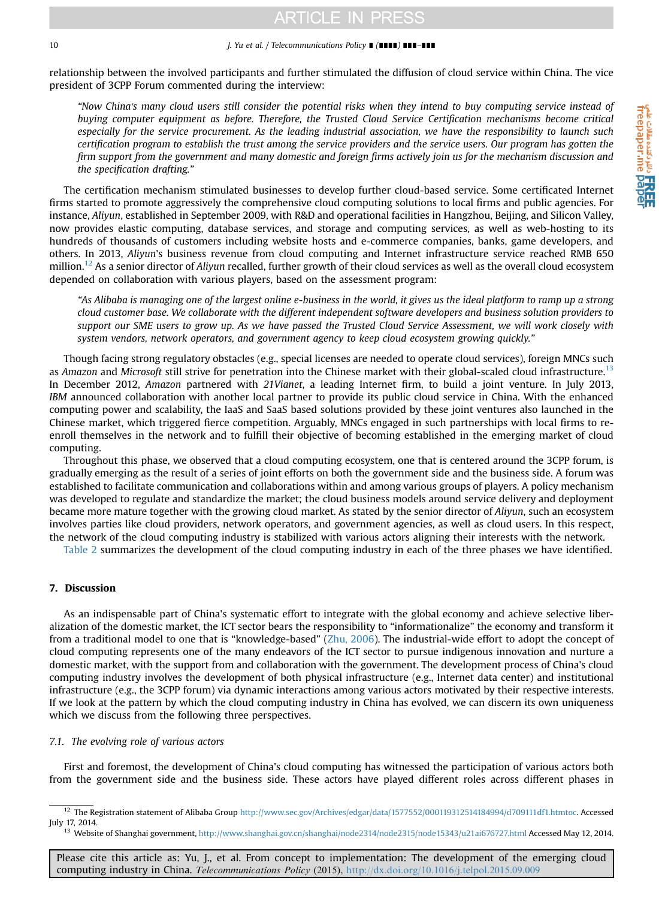relationship between the involved participants and further stimulated the diffusion of cloud service within China. The vice president of 3CPP Forum commented during the interview:

> *"Now China's many cloud users still consider the potential risks when they intend to buy computing service instead of buying computer equipment as before. Therefore, the Trusted Cloud Service Certification mechanisms become critical especially for the service procurement. As the leading industrial association, we have the responsibility to launch such certification program to establish the trust among the service providers and the service users. Our program has gotten the firm support from the government and many domestic and foreign firms actively join us for the mechanism discussion and the specification drafting."*

The certification mechanism stimulated businesses to develop further cloud-based service. Some certificated Internet firms started to promote aggressively the comprehensive cloud computing solutions to local firms and public agencies. For instance, *Aliyun*, established in September 2009, with R&D and operational facilities in Hangzhou, Beijing, and Silicon Valley, now provides elastic computing, database services, and storage and computing services, as well as web-hosting to its hundreds of thousands of customers including website hosts and e-commerce companies, banks, game developers, and others. In 2013, *Aliyun*'s business revenue from cloud computing and Internet infrastructure service reached RMB 650 million.[12] As a senior director of *Aliyun* recalled, further growth of their cloud services as well as the overall cloud ecosystem depended on collaboration with various players, based on the assessment program:

> *"As Alibaba is managing one of the largest online e-business in the world, it gives us the ideal platform to ramp up a strong cloud customer base. We collaborate with the different independent software developers and business solution providers to support our SME users to grow up. As we have passed the Trusted Cloud Service Assessment, we will work closely with system vendors, network operators, and government agency to keep cloud ecosystem growing quickly."*

Though facing strong regulatory obstacles (e.g., special licenses are needed to operate cloud services), foreign MNCs such as *Amazon* and *Microsoft* still strive for penetration into the Chinese market with their global-scaled cloud infrastructure.[13] In December 2012, *Amazon* partnered with *21Vianet*, a leading Internet firm, to build a joint venture. In July 2013, *IBM* announced collaboration with another local partner to provide its public cloud service in China. With the enhanced computing power and scalability, the IaaS and SaaS based solutions provided by these joint ventures also launched in the Chinese market, which triggered fierce competition. Arguably, MNCs engaged in such partnerships with local firms to re-enroll themselves in the network and to fulfill their objective of becoming established in the emerging market of cloud computing.

Throughout this phase, we observed that a cloud computing ecosystem, one that is centered around the 3CPP forum, is gradually emerging as the result of a series of joint efforts on both the government side and the business side. A forum was established to facilitate communication and collaborations within and among various groups of players. A policy mechanism was developed to regulate and standardize the market; the cloud business models around service delivery and deployment became more mature together with the growing cloud market. As stated by the senior director of *Aliyun*, such an ecosystem involves parties like cloud providers, network operators, and government agencies, as well as cloud users. In this respect, the network of the cloud computing industry is stabilized with various actors aligning their interests with the network.

Table 2 summarizes the development of the cloud computing industry in each of the three phases we have identified.

## 7. Discussion

As an indispensable part of China's systematic effort to integrate with the global economy and achieve selective liberalization of the domestic market, the ICT sector bears the responsibility to "informationalize" the economy and transform it from a traditional model to one that is "knowledge-based" (Zhu, 2006). The industrial-wide effort to adopt the concept of cloud computing represents one of the many endeavors of the ICT sector to pursue indigenous innovation and nurture a domestic market, with the support from and collaboration with the government. The development process of China's cloud computing industry involves the development of both physical infrastructure (e.g., Internet data center) and institutional infrastructure (e.g., the 3CPP forum) via dynamic interactions among various actors motivated by their respective interests. If we look at the pattern by which the cloud computing industry in China has evolved, we can discern its own uniqueness which we discuss from the following three perspectives.

### *7.1. The evolving role of various actors*

First and foremost, the development of China's cloud computing has witnessed the participation of various actors both from the government side and the business side. These actors have played different roles across different phases in

---

[12] The Registration statement of Alibaba Group http://www.sec.gov/Archives/edgar/data/1577552/000119312514184994/d709111df1.htmtoc. Accessed July 17, 2014.

[13] Website of Shanghai government, http://www.shanghai.gov.cn/shanghai/node2314/node2315/node15343/u21ai676727.html Accessed May 12, 2014.

Please cite this article as: Yu, J., et al. From concept to implementation: The development of the emerging cloud computing industry in China. *Telecommunications Policy* (2015), http://dx.doi.org/10.1016/j.telpol.2015.09.009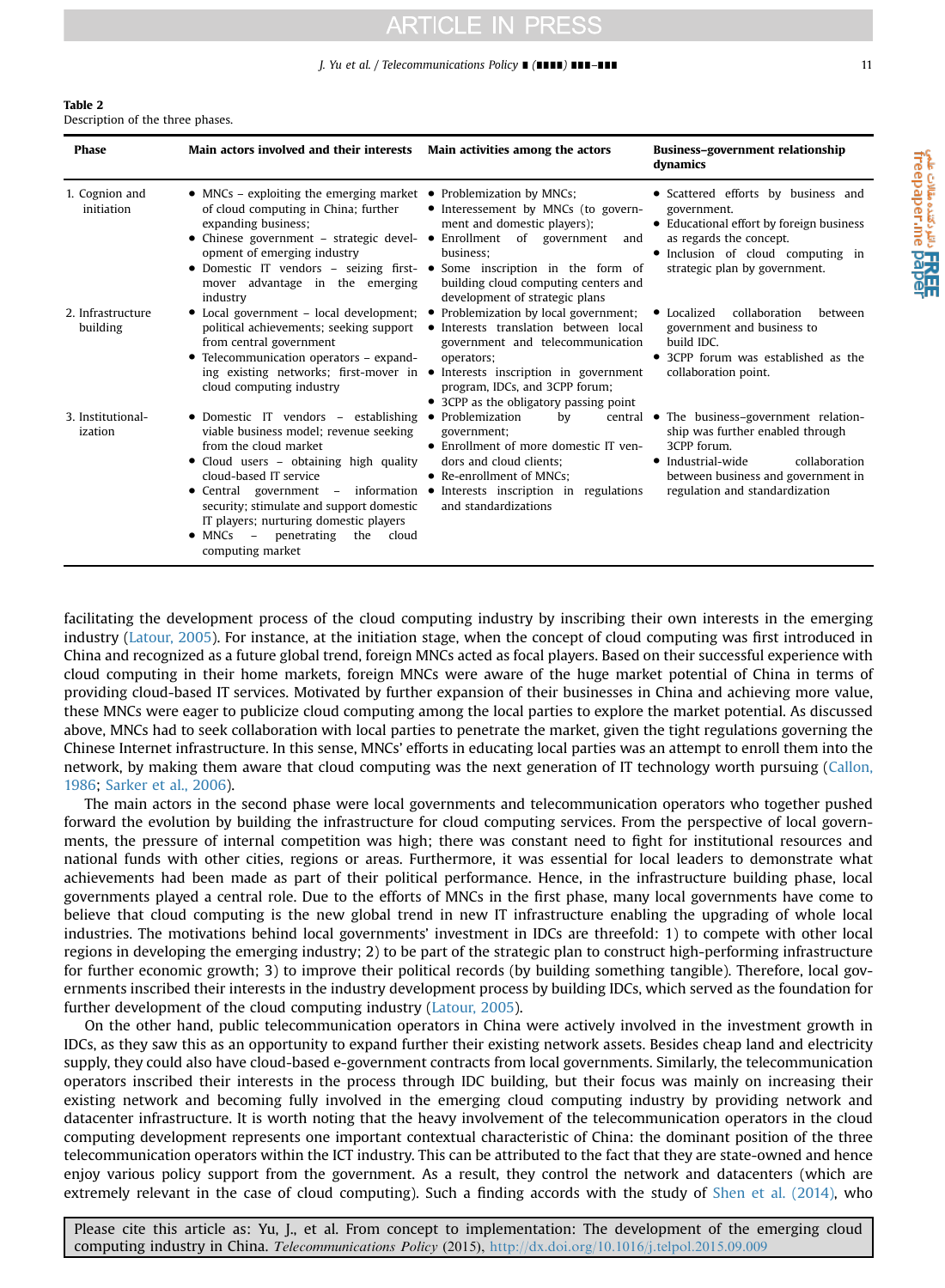**Table 2**
Description of the three phases.

| Phase | Main actors involved and their interests | Main activities among the actors | Business–government relationship dynamics |
|---|---|---|---|
| 1. Cognion and initiation | • MNCs – exploiting the emerging market of cloud computing in China; further expanding business; • Chinese government – strategic development of emerging industry • Domestic IT vendors – seizing first-mover advantage in the emerging industry | • Problemization by MNCs; • Interessement by MNCs (to government and domestic players); • Enrollment of government and business; • Some inscription in the form of building cloud computing centers and development of strategic plans | • Scattered efforts by business and government. • Educational effort by foreign business as regards the concept. • Inclusion of cloud computing in strategic plan by government. |
| 2. Infrastructure building | • Local government – local development; political achievements; seeking support from central government • Telecommunication operators – expanding existing networks; first-mover in cloud computing industry | • Problemization by local government; • Interests translation between local government and telecommunication operators; • Interests inscription in government program, IDCs, and 3CPP forum; • 3CPP as the obligatory passing point | • Localized collaboration between government and business to build IDC. • 3CPP forum was established as the collaboration point. |
| 3. Institutional-ization | • Domestic IT vendors – establishing viable business model; revenue seeking from the cloud market • Cloud users – obtaining high quality cloud-based IT service • Central government – information security; stimulate and support domestic IT players; nurturing domestic players • MNCs – penetrating the cloud computing market | • Problemization by central government; • Enrollment of more domestic IT vendors and cloud clients; • Re-enrollment of MNCs; • Interests inscription in regulations and standardizations | • The business–government relationship was further enabled through 3CPP forum. • Industrial-wide collaboration between business and government in regulation and standardization |

facilitating the development process of the cloud computing industry by inscribing their own interests in the emerging industry (Latour, 2005). For instance, at the initiation stage, when the concept of cloud computing was first introduced in China and recognized as a future global trend, foreign MNCs acted as focal players. Based on their successful experience with cloud computing in their home markets, foreign MNCs were aware of the huge market potential of China in terms of providing cloud-based IT services. Motivated by further expansion of their businesses in China and achieving more value, these MNCs were eager to publicize cloud computing among the local parties to explore the market potential. As discussed above, MNCs had to seek collaboration with local parties to penetrate the market, given the tight regulations governing the Chinese Internet infrastructure. In this sense, MNCs' efforts in educating local parties was an attempt to enroll them into the network, by making them aware that cloud computing was the next generation of IT technology worth pursuing (Callon, 1986; Sarker et al., 2006).

The main actors in the second phase were local governments and telecommunication operators who together pushed forward the evolution by building the infrastructure for cloud computing services. From the perspective of local governments, the pressure of internal competition was high; there was constant need to fight for institutional resources and national funds with other cities, regions or areas. Furthermore, it was essential for local leaders to demonstrate what achievements had been made as part of their political performance. Hence, in the infrastructure building phase, local governments played a central role. Due to the efforts of MNCs in the first phase, many local governments have come to believe that cloud computing is the new global trend in new IT infrastructure enabling the upgrading of whole local industries. The motivations behind local governments' investment in IDCs are threefold: 1) to compete with other local regions in developing the emerging industry; 2) to be part of the strategic plan to construct high-performing infrastructure for further economic growth; 3) to improve their political records (by building something tangible). Therefore, local governments inscribed their interests in the industry development process by building IDCs, which served as the foundation for further development of the cloud computing industry (Latour, 2005).

On the other hand, public telecommunication operators in China were actively involved in the investment growth in IDCs, as they saw this as an opportunity to expand further their existing network assets. Besides cheap land and electricity supply, they could also have cloud-based e-government contracts from local governments. Similarly, the telecommunication operators inscribed their interests in the process through IDC building, but their focus was mainly on increasing their existing network and becoming fully involved in the emerging cloud computing industry by providing network and datacenter infrastructure. It is worth noting that the heavy involvement of the telecommunication operators in the cloud computing development represents one important contextual characteristic of China: the dominant position of the three telecommunication operators within the ICT industry. This can be attributed to the fact that they are state-owned and hence enjoy various policy support from the government. As a result, they control the network and datacenters (which are extremely relevant in the case of cloud computing). Such a finding accords with the study of Shen et al. (2014), who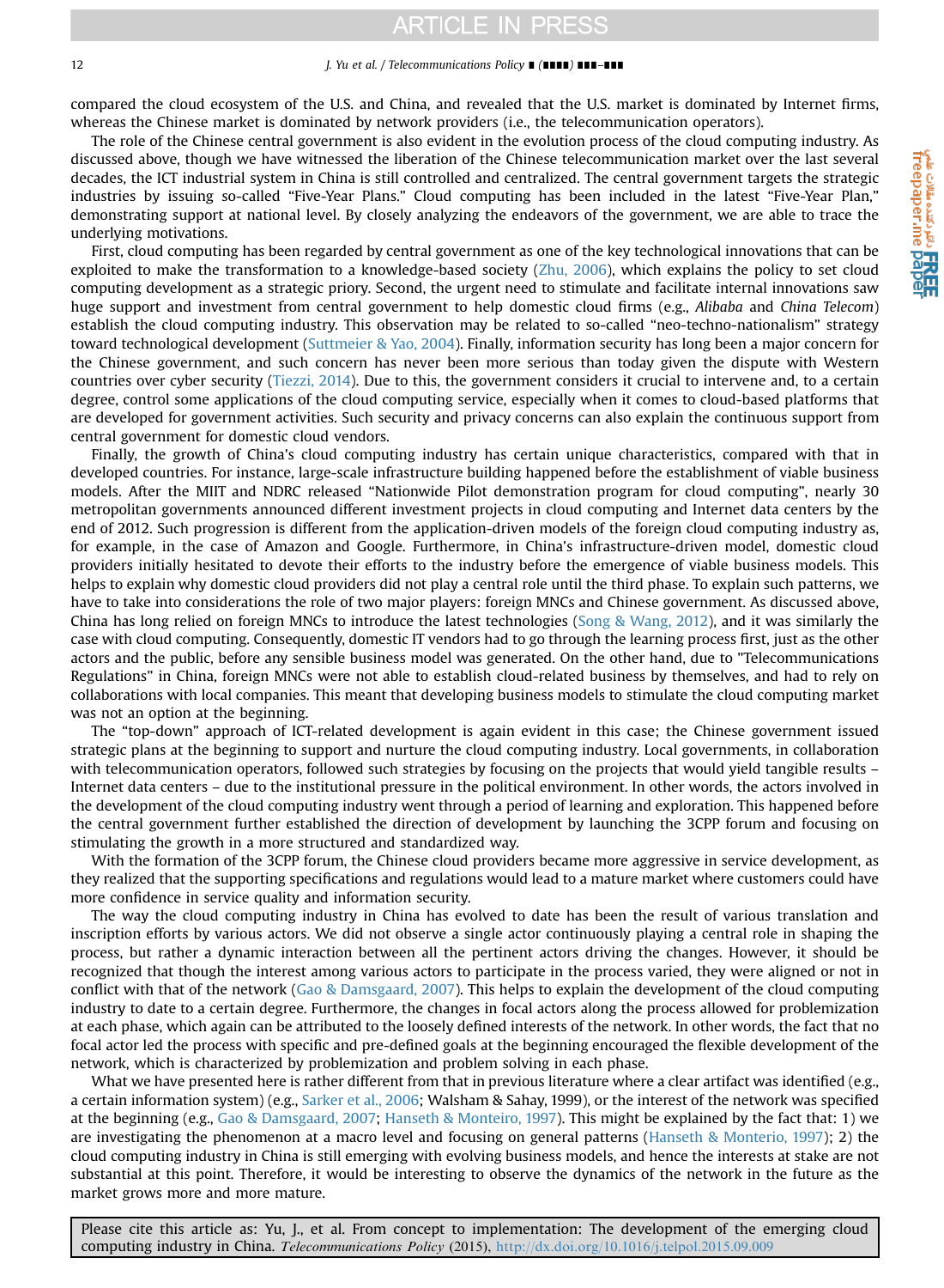compared the cloud ecosystem of the U.S. and China, and revealed that the U.S. market is dominated by Internet firms, whereas the Chinese market is dominated by network providers (i.e., the telecommunication operators).

The role of the Chinese central government is also evident in the evolution process of the cloud computing industry. As discussed above, though we have witnessed the liberation of the Chinese telecommunication market over the last several decades, the ICT industrial system in China is still controlled and centralized. The central government targets the strategic industries by issuing so-called "Five-Year Plans." Cloud computing has been included in the latest "Five-Year Plan," demonstrating support at national level. By closely analyzing the endeavors of the government, we are able to trace the underlying motivations.

First, cloud computing has been regarded by central government as one of the key technological innovations that can be exploited to make the transformation to a knowledge-based society (Zhu, 2006), which explains the policy to set cloud computing development as a strategic priory. Second, the urgent need to stimulate and facilitate internal innovations saw huge support and investment from central government to help domestic cloud firms (e.g., *Alibaba* and *China Telecom*) establish the cloud computing industry. This observation may be related to so-called "neo-techno-nationalism" strategy toward technological development (Suttmeier & Yao, 2004). Finally, information security has long been a major concern for the Chinese government, and such concern has never been more serious than today given the dispute with Western countries over cyber security (Tiezzi, 2014). Due to this, the government considers it crucial to intervene and, to a certain degree, control some applications of the cloud computing service, especially when it comes to cloud-based platforms that are developed for government activities. Such security and privacy concerns can also explain the continuous support from central government for domestic cloud vendors.

Finally, the growth of China's cloud computing industry has certain unique characteristics, compared with that in developed countries. For instance, large-scale infrastructure building happened before the establishment of viable business models. After the MIIT and NDRC released "Nationwide Pilot demonstration program for cloud computing", nearly 30 metropolitan governments announced different investment projects in cloud computing and Internet data centers by the end of 2012. Such progression is different from the application-driven models of the foreign cloud computing industry as, for example, in the case of Amazon and Google. Furthermore, in China's infrastructure-driven model, domestic cloud providers initially hesitated to devote their efforts to the industry before the emergence of viable business models. This helps to explain why domestic cloud providers did not play a central role until the third phase. To explain such patterns, we have to take into considerations the role of two major players: foreign MNCs and Chinese government. As discussed above, China has long relied on foreign MNCs to introduce the latest technologies (Song & Wang, 2012), and it was similarly the case with cloud computing. Consequently, domestic IT vendors had to go through the learning process first, just as the other actors and the public, before any sensible business model was generated. On the other hand, due to "Telecommunications Regulations" in China, foreign MNCs were not able to establish cloud-related business by themselves, and had to rely on collaborations with local companies. This meant that developing business models to stimulate the cloud computing market was not an option at the beginning.

The "top-down" approach of ICT-related development is again evident in this case; the Chinese government issued strategic plans at the beginning to support and nurture the cloud computing industry. Local governments, in collaboration with telecommunication operators, followed such strategies by focusing on the projects that would yield tangible results – Internet data centers – due to the institutional pressure in the political environment. In other words, the actors involved in the development of the cloud computing industry went through a period of learning and exploration. This happened before the central government further established the direction of development by launching the 3CPP forum and focusing on stimulating the growth in a more structured and standardized way.

With the formation of the 3CPP forum, the Chinese cloud providers became more aggressive in service development, as they realized that the supporting specifications and regulations would lead to a mature market where customers could have more confidence in service quality and information security.

The way the cloud computing industry in China has evolved to date has been the result of various translation and inscription efforts by various actors. We did not observe a single actor continuously playing a central role in shaping the process, but rather a dynamic interaction between all the pertinent actors driving the changes. However, it should be recognized that though the interest among various actors to participate in the process varied, they were aligned or not in conflict with that of the network (Gao & Damsgaard, 2007). This helps to explain the development of the cloud computing industry to date to a certain degree. Furthermore, the changes in focal actors along the process allowed for problematization at each phase, which again can be attributed to the loosely defined interests of the network. In other words, the fact that no focal actor led the process with specific and pre-defined goals at the beginning encouraged the flexible development of the network, which is characterized by problematization and problem solving in each phase.

What we have presented here is rather different from that in previous literature where a clear artifact was identified (e.g., a certain information system) (e.g., Sarker et al., 2006; Walsham & Sahay, 1999), or the interest of the network was specified at the beginning (e.g., Gao & Damsgaard, 2007; Hanseth & Monteiro, 1997). This might be explained by the fact that: 1) we are investigating the phenomenon at a macro level and focusing on general patterns (Hanseth & Monterio, 1997); 2) the cloud computing industry in China is still emerging with evolving business models, and hence the interests at stake are not substantial at this point. Therefore, it would be interesting to observe the dynamics of the network in the future as the market grows more and more mature.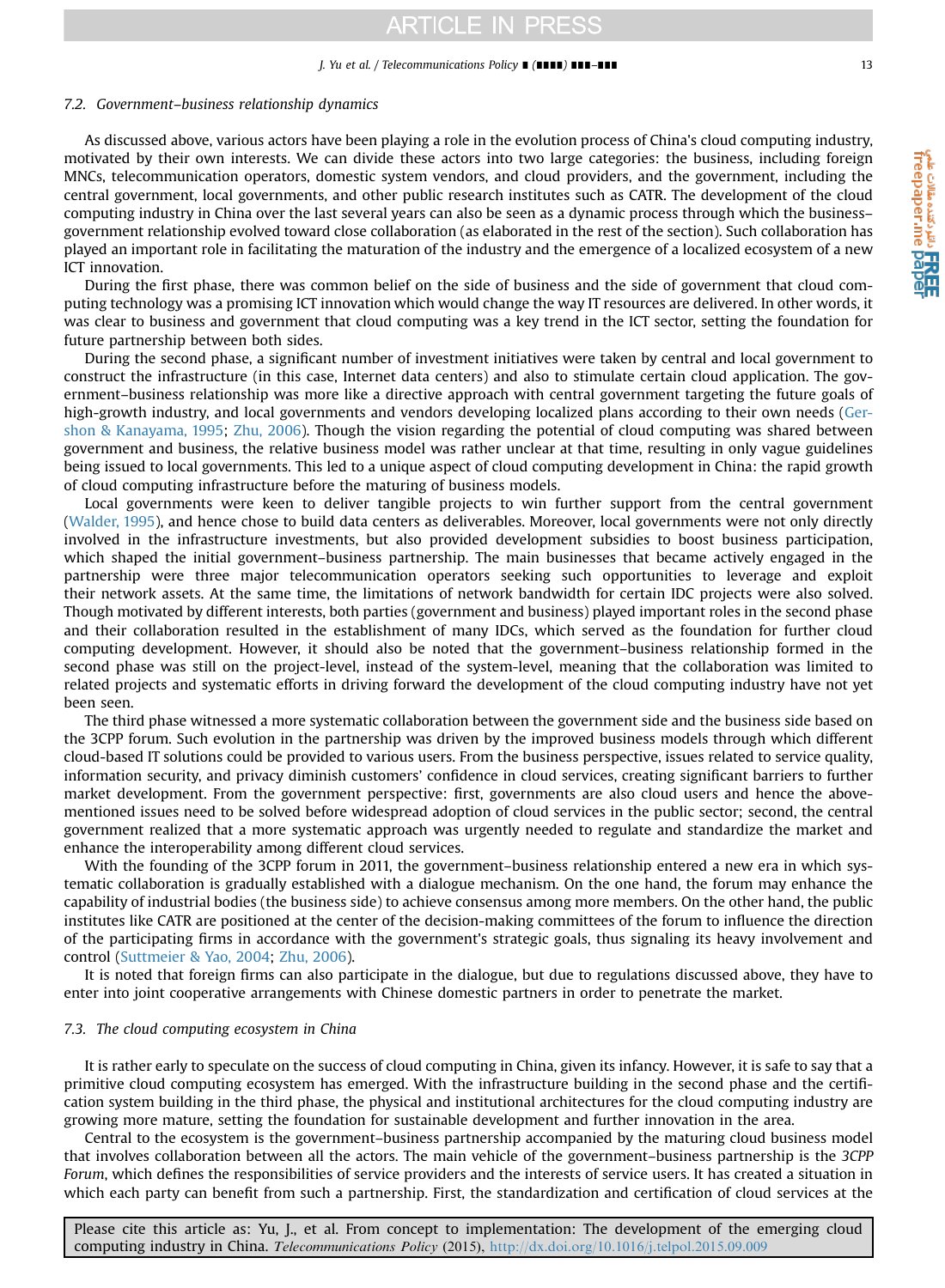### 7.2. Government–business relationship dynamics

As discussed above, various actors have been playing a role in the evolution process of China's cloud computing industry, motivated by their own interests. We can divide these actors into two large categories: the business, including foreign MNCs, telecommunication operators, domestic system vendors, and cloud providers, and the government, including the central government, local governments, and other public research institutes such as CATR. The development of the cloud computing industry in China over the last several years can also be seen as a dynamic process through which the business–government relationship evolved toward close collaboration (as elaborated in the rest of the section). Such collaboration has played an important role in facilitating the maturation of the industry and the emergence of a localized ecosystem of a new ICT innovation.

During the first phase, there was common belief on the side of business and the side of government that cloud computing technology was a promising ICT innovation which would change the way IT resources are delivered. In other words, it was clear to business and government that cloud computing was a key trend in the ICT sector, setting the foundation for future partnership between both sides.

During the second phase, a significant number of investment initiatives were taken by central and local government to construct the infrastructure (in this case, Internet data centers) and also to stimulate certain cloud application. The government–business relationship was more like a directive approach with central government targeting the future goals of high-growth industry, and local governments and vendors developing localized plans according to their own needs (Gershon & Kanayama, 1995; Zhu, 2006). Though the vision regarding the potential of cloud computing was shared between government and business, the relative business model was rather unclear at that time, resulting in only vague guidelines being issued to local governments. This led to a unique aspect of cloud computing development in China: the rapid growth of cloud computing infrastructure before the maturing of business models.

Local governments were keen to deliver tangible projects to win further support from the central government (Walder, 1995), and hence chose to build data centers as deliverables. Moreover, local governments were not only directly involved in the infrastructure investments, but also provided development subsidies to boost business participation, which shaped the initial government–business partnership. The main businesses that became actively engaged in the partnership were three major telecommunication operators seeking such opportunities to leverage and exploit their network assets. At the same time, the limitations of network bandwidth for certain IDC projects were also solved. Though motivated by different interests, both parties (government and business) played important roles in the second phase and their collaboration resulted in the establishment of many IDCs, which served as the foundation for further cloud computing development. However, it should also be noted that the government–business relationship formed in the second phase was still on the project-level, instead of the system-level, meaning that the collaboration was limited to related projects and systematic efforts in driving forward the development of the cloud computing industry have not yet been seen.

The third phase witnessed a more systematic collaboration between the government side and the business side based on the 3CPP forum. Such evolution in the partnership was driven by the improved business models through which different cloud-based IT solutions could be provided to various users. From the business perspective, issues related to service quality, information security, and privacy diminish customers' confidence in cloud services, creating significant barriers to further market development. From the government perspective: first, governments are also cloud users and hence the above-mentioned issues need to be solved before widespread adoption of cloud services in the public sector; second, the central government realized that a more systematic approach was urgently needed to regulate and standardize the market and enhance the interoperability among different cloud services.

With the founding of the 3CPP forum in 2011, the government–business relationship entered a new era in which systematic collaboration is gradually established with a dialogue mechanism. On the one hand, the forum may enhance the capability of industrial bodies (the business side) to achieve consensus among more members. On the other hand, the public institutes like CATR are positioned at the center of the decision-making committees of the forum to influence the direction of the participating firms in accordance with the government's strategic goals, thus signaling its heavy involvement and control (Suttmeier & Yao, 2004; Zhu, 2006).

It is noted that foreign firms can also participate in the dialogue, but due to regulations discussed above, they have to enter into joint cooperative arrangements with Chinese domestic partners in order to penetrate the market.

### 7.3. The cloud computing ecosystem in China

It is rather early to speculate on the success of cloud computing in China, given its infancy. However, it is safe to say that a primitive cloud computing ecosystem has emerged. With the infrastructure building in the second phase and the certification system building in the third phase, the physical and institutional architectures for the cloud computing industry are growing more mature, setting the foundation for sustainable development and further innovation in the area.

Central to the ecosystem is the government–business partnership accompanied by the maturing cloud business model that involves collaboration between all the actors. The main vehicle of the government–business partnership is the *3CPP Forum*, which defines the responsibilities of service providers and the interests of service users. It has created a situation in which each party can benefit from such a partnership. First, the standardization and certification of cloud services at the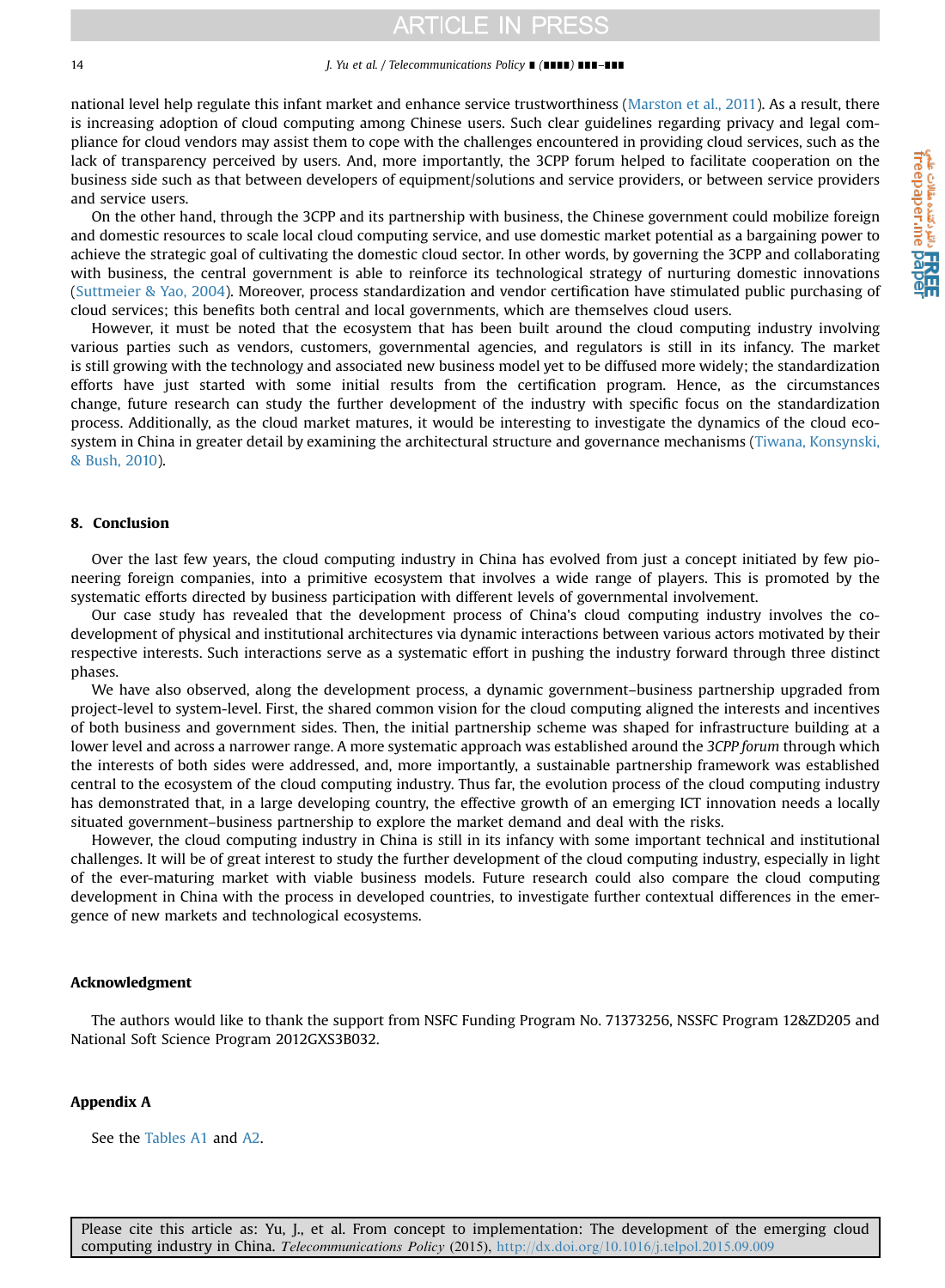national level help regulate this infant market and enhance service trustworthiness (Marston et al., 2011). As a result, there is increasing adoption of cloud computing among Chinese users. Such clear guidelines regarding privacy and legal compliance for cloud vendors may assist them to cope with the challenges encountered in providing cloud services, such as the lack of transparency perceived by users. And, more importantly, the 3CPP forum helped to facilitate cooperation on the business side such as that between developers of equipment/solutions and service providers, or between service providers and service users.

On the other hand, through the 3CPP and its partnership with business, the Chinese government could mobilize foreign and domestic resources to scale local cloud computing service, and use domestic market potential as a bargaining power to achieve the strategic goal of cultivating the domestic cloud sector. In other words, by governing the 3CPP and collaborating with business, the central government is able to reinforce its technological strategy of nurturing domestic innovations (Suttmeier & Yao, 2004). Moreover, process standardization and vendor certification have stimulated public purchasing of cloud services; this benefits both central and local governments, which are themselves cloud users.

However, it must be noted that the ecosystem that has been built around the cloud computing industry involving various parties such as vendors, customers, governmental agencies, and regulators is still in its infancy. The market is still growing with the technology and associated new business model yet to be diffused more widely; the standardization efforts have just started with some initial results from the certification program. Hence, as the circumstances change, future research can study the further development of the industry with specific focus on the standardization process. Additionally, as the cloud market matures, it would be interesting to investigate the dynamics of the cloud ecosystem in China in greater detail by examining the architectural structure and governance mechanisms (Tiwana, Konsynski, & Bush, 2010).

## 8. Conclusion

Over the last few years, the cloud computing industry in China has evolved from just a concept initiated by few pioneering foreign companies, into a primitive ecosystem that involves a wide range of players. This is promoted by the systematic efforts directed by business participation with different levels of governmental involvement.

Our case study has revealed that the development process of China's cloud computing industry involves the co-development of physical and institutional architectures via dynamic interactions between various actors motivated by their respective interests. Such interactions serve as a systematic effort in pushing the industry forward through three distinct phases.

We have also observed, along the development process, a dynamic government–business partnership upgraded from project-level to system-level. First, the shared common vision for the cloud computing aligned the interests and incentives of both business and government sides. Then, the initial partnership scheme was shaped for infrastructure building at a lower level and across a narrower range. A more systematic approach was established around the *3CPP forum* through which the interests of both sides were addressed, and, more importantly, a sustainable partnership framework was established central to the ecosystem of the cloud computing industry. Thus far, the evolution process of the cloud computing industry has demonstrated that, in a large developing country, the effective growth of an emerging ICT innovation needs a locally situated government–business partnership to explore the market demand and deal with the risks.

However, the cloud computing industry in China is still in its infancy with some important technical and institutional challenges. It will be of great interest to study the further development of the cloud computing industry, especially in light of the ever-maturing market with viable business models. Future research could also compare the cloud computing development in China with the process in developed countries, to investigate further contextual differences in the emergence of new markets and technological ecosystems.

## Acknowledgment

The authors would like to thank the support from NSFC Funding Program No. 71373256, NSSFC Program 12&ZD205 and National Soft Science Program 2012GXS3B032.

## Appendix A

See the Tables A1 and A2.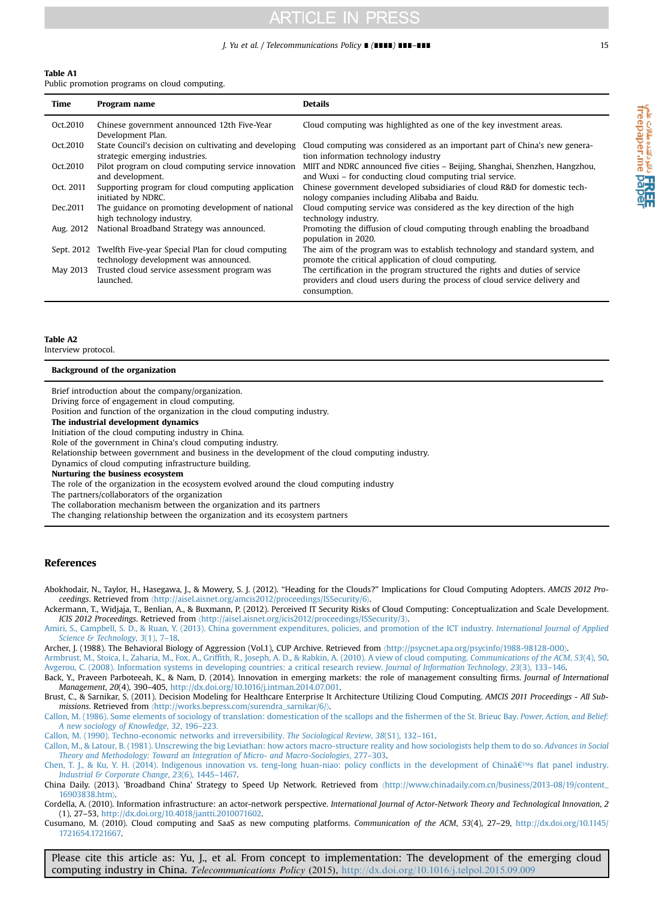**Table A1**
Public promotion programs on cloud computing.

| Time | Program name | Details |
|---|---|---|
| Oct.2010 | Chinese government announced 12th Five-Year Development Plan. | Cloud computing was highlighted as one of the key investment areas. |
| Oct.2010 | State Council's decision on cultivating and developing strategic emerging industries. | Cloud computing was considered as an important part of China's new generation information technology industry |
| Oct.2010 | Pilot program on cloud computing service innovation and development. | MIIT and NDRC announced five cities – Beijing, Shanghai, Shenzhen, Hangzhou, and Wuxi – for conducting cloud computing trial service. |
| Oct. 2011 | Supporting program for cloud computing application initiated by NDRC. | Chinese government developed subsidiaries of cloud R&D for domestic technology companies including Alibaba and Baidu. |
| Dec.2011 | The guidance on promoting development of national high technology industry. | Cloud computing service was considered as the key direction of the high technology industry. |
| Aug. 2012 | National Broadband Strategy was announced. | Promoting the diffusion of cloud computing through enabling the broadband population in 2020. |
| Sept. 2012 | Twelfth Five-year Special Plan for cloud computing technology development was announced. | The aim of the program was to establish technology and standard system, and promote the critical application of cloud computing. |
| May 2013 | Trusted cloud service assessment program was launched. | The certification in the program structured the rights and duties of service providers and cloud users during the process of cloud service delivery and consumption. |

**Table A2**
Interview protocol.

| **Background of the organization** |
|---|
| Brief introduction about the company/organization. |
| Driving force of engagement in cloud computing. |
| Position and function of the organization in the cloud computing industry. |
| **The industrial development dynamics** |
| Initiation of the cloud computing industry in China. |
| Role of the government in China's cloud computing industry. |
| Relationship between government and business in the development of the cloud computing industry. |
| Dynamics of cloud computing infrastructure building. |
| **Nurturing the business ecosystem** |
| The role of the organization in the ecosystem evolved around the cloud computing industry |
| The partners/collaborators of the organization |
| The collaboration mechanism between the organization and its partners |
| The changing relationship between the organization and its ecosystem partners |

## References

Abokhodair, N., Taylor, H., Hasegawa, J., & Mowery, S. J. (2012). "Heading for the Clouds?" Implications for Cloud Computing Adopters. *AMCIS 2012 Proceedings*. Retrieved from ⟨http://aisel.aisnet.org/amcis2012/proceedings/ISSecurity/6⟩.

Ackermann, T., Widjaja, T., Benlian, A., & Buxmann, P. (2012). Perceived IT Security Risks of Cloud Computing: Conceptualization and Scale Development. *ICIS 2012 Proceedings*. Retrieved from ⟨http://aisel.aisnet.org/icis2012/proceedings/ISSecurity/3⟩.

Amiri, S., Campbell, S. D., & Ruan, Y. (2013). China government expenditures, policies, and promotion of the ICT industry. *International Journal of Applied Science & Technology*, *3*(1), 7–18.

Archer, J. (1988). The Behavioral Biology of Aggression (Vol.1), CUP Archive. Retrieved from ⟨http://psycnet.apa.org/psycinfo/1988-98128-000⟩.

Armbrust, M., Stoica, I., Zaharia, M., Fox, A., Griffith, R., Joseph, A. D., & Rabkin, A. (2010). A view of cloud computing. *Communications of the ACM*, *53*(4), 50.

Avgerou, C. (2008). Information systems in developing countries: a critical research review. *Journal of Information Technology*, *23*(3), 133–146.

Back, Y., Praveen Parboteeah, K., & Nam, D. (2014). Innovation in emerging markets: the role of management consulting firms. *Journal of International Management*, *20*(4), 390–405, http://dx.doi.org/10.1016/j.intman.2014.07.001.

Brust, C., & Sarnikar, S. (2011). Decision Modeling for Healthcare Enterprise It Architecture Utilizing Cloud Computing. *AMCIS 2011 Proceedings - All Submissions*. Retrieved from ⟨http://works.bepress.com/surendra_sarnikar/6/⟩.

Callon, M. (1986). Some elements of sociology of translation: domestication of the scallops and the fishermen of the St. Brieuc Bay. *Power, Action, and Belief: A new sociology of Knowledge*, *32*, 196–223.

Callon, M. (1990). Techno-economic networks and irreversibility. *The Sociological Review*, *38*(S1), 132–161.

Callon, M., & Latour, B. (1981). Unscrewing the big Leviathan: how actors macro-structure reality and how sociologists help them to do so. *Advances in Social Theory and Methodology: Toward an Integration of Micro- and Macro-Sociologies*, 277–303.

Chen, T. J., & Ku, Y. H. (2014). Indigenous innovation vs. teng-long huan-niao: policy conflicts in the development of Chinaâ€™s flat panel industry. *Industrial & Corporate Change*, *23*(6), 1445–1467.

China Daily. (2013). 'Broadband China' Strategy to Speed Up Network. Retrieved from ⟨http://www.chinadaily.com.cn/business/2013-08/19/content_16903838.htm⟩.

Cordella, A. (2010). Information infrastructure: an actor-network perspective. *International Journal of Actor-Network Theory and Technological Innovation*, *2*(1), 27–53, http://dx.doi.org/10.4018/jantti.2010071602.

Cusumano, M. (2010). Cloud computing and SaaS as new computing platforms. *Communication of the ACM*, *53*(4), 27–29, http://dx.doi.org/10.1145/1721654.1721667.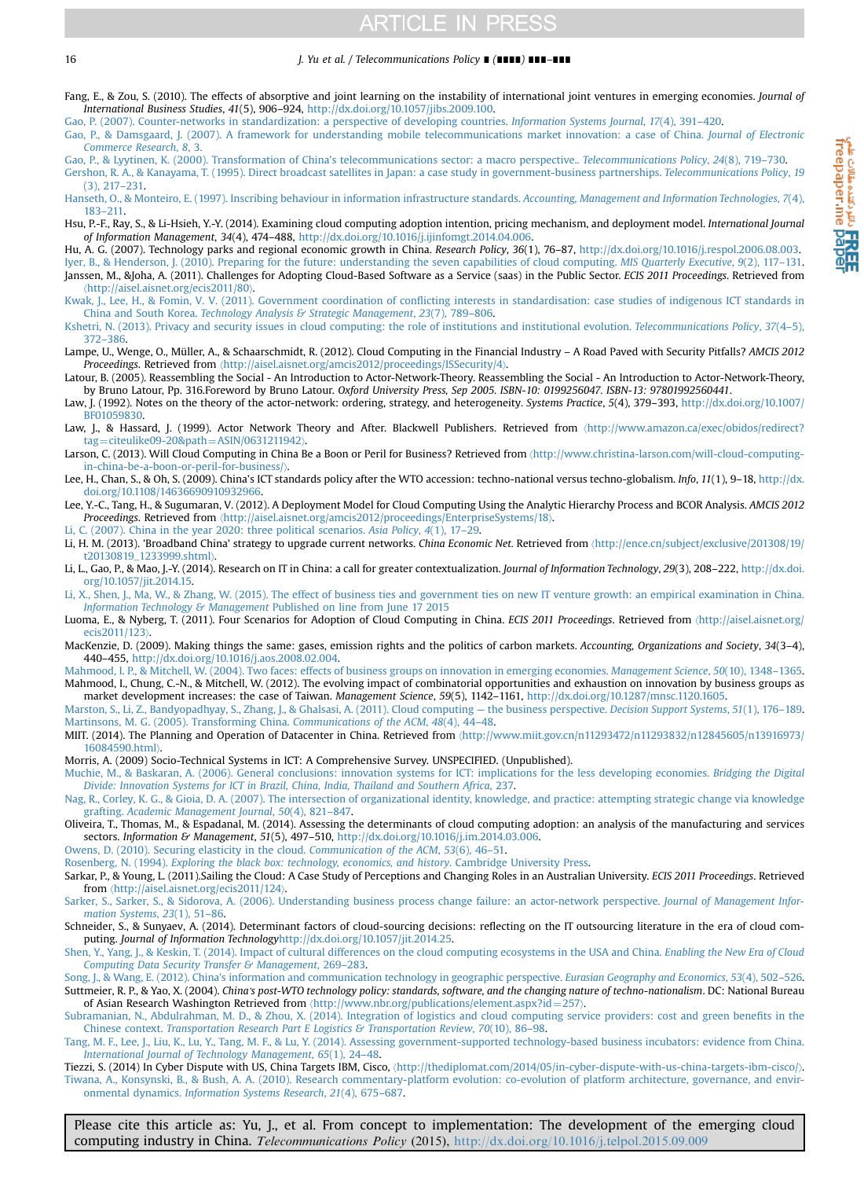Fang, E., & Zou, S. (2010). The effects of absorptive and joint learning on the instability of international joint ventures in emerging economies. *Journal of International Business Studies*, *41*(5), 906–924, http://dx.doi.org/10.1057/jibs.2009.100.

Gao, P. (2007). Counter-networks in standardization: a perspective of developing countries. *Information Systems Journal*, *17*(4), 391–420.

Gao, P., & Damsgaard, J. (2007). A framework for understanding mobile telecommunications market innovation: a case of China. *Journal of Electronic Commerce Research*, *8*, 3.

Gao, P., & Lyytinen, K. (2000). Transformation of China's telecommunications sector: a macro perspective.. *Telecommunications Policy*, *24*(8), 719–730.

Gershon, R. A., & Kanayama, T. (1995). Direct broadcast satellites in Japan: a case study in government-business partnerships. *Telecommunications Policy*, *19*(3), 217–231.

Hanseth, O., & Monteiro, E. (1997). Inscribing behaviour in information infrastructure standards. *Accounting, Management and Information Technologies*, *7*(4), 183–211.

Hsu, P.-F., Ray, S., & Li-Hsieh, Y.-Y. (2014). Examining cloud computing adoption intention, pricing mechanism, and deployment model. *International Journal of Information Management*, *34*(4), 474–488, http://dx.doi.org/10.1016/j.ijinfomgt.2014.04.006.

Hu, A. G. (2007). Technology parks and regional economic growth in China. *Research Policy*, *36*(1), 76–87, http://dx.doi.org/10.1016/j.respol.2006.08.003.

Iyer, B., & Henderson, J. (2010). Preparing for the future: understanding the seven capabilities of cloud computing. *MIS Quarterly Executive*, *9*(2), 117–131.

Janssen, M., &Joha, A. (2011). Challenges for Adopting Cloud-Based Software as a Service (saas) in the Public Sector. *ECIS 2011 Proceedings*. Retrieved from ⟨http://aisel.aisnet.org/ecis2011/80⟩.

Kwak, J., Lee, H., & Fomin, V. V. (2011). Government coordination of conflicting interests in standardisation: case studies of indigenous ICT standards in China and South Korea. *Technology Analysis & Strategic Management*, *23*(7), 789–806.

Kshetri, N. (2013). Privacy and security issues in cloud computing: the role of institutions and institutional evolution. *Telecommunications Policy*, *37*(4–5), 372–386.

Lampe, U., Wenge, O., Müller, A., & Schaarschmidt, R. (2012). Cloud Computing in the Financial Industry – A Road Paved with Security Pitfalls? *AMCIS 2012 Proceedings*. Retrieved from ⟨http://aisel.aisnet.org/amcis2012/proceedings/ISSecurity/4⟩.

Latour, B. (2005). Reassembling the Social - An Introduction to Actor-Network-Theory. Reassembling the Social - An Introduction to Actor-Network-Theory, by Bruno Latour, Pp. 316.Foreword by Bruno Latour. *Oxford University Press, Sep 2005. ISBN-10: 0199256047. ISBN-13: 97801992560441*.

Law, J. (1992). Notes on the theory of the actor-network: ordering, strategy, and heterogeneity. *Systems Practice*, *5*(4), 379–393, http://dx.doi.org/10.1007/BF01059830.

Law, J., & Hassard, J. (1999). Actor Network Theory and After. Blackwell Publishers. Retrieved from ⟨http://www.amazon.ca/exec/obidos/redirect?tag=citeulike09-20&path=ASIN/0631211942⟩.

Larson, C. (2013). Will Cloud Computing in China Be a Boon or Peril for Business? Retrieved from ⟨http://www.christina-larson.com/will-cloud-computing-in-china-be-a-boon-or-peril-for-business/⟩.

Lee, H., Chan, S., & Oh, S. (2009). China's ICT standards policy after the WTO accession: techno-national versus techno-globalism. *Info*, *11*(1), 9–18, http://dx.doi.org/10.1108/14636690910932966.

Lee, Y.-C., Tang, H., & Sugumaran, V. (2012). A Deployment Model for Cloud Computing Using the Analytic Hierarchy Process and BCOR Analysis. *AMCIS 2012 Proceedings*. Retrieved from ⟨http://aisel.aisnet.org/amcis2012/proceedings/EnterpriseSystems/18⟩.

Li, C. (2007). China in the year 2020: three political scenarios. *Asia Policy*, *4*(1), 17–29.

Li, H. M. (2013). 'Broadband China' strategy to upgrade current networks. *China Economic Net*. Retrieved from ⟨http://ence.cn/subject/exclusive/201308/19/t20130819_1233999.shtml⟩.

Li, L., Gao, P., & Mao, J.-Y. (2014). Research on IT in China: a call for greater contextualization. *Journal of Information Technology*, *29*(3), 208–222, http://dx.doi.org/10.1057/jit.2014.15.

Li, X., Shen, J., Ma, W., & Zhang, W. (2015). The effect of business ties and government ties on new IT venture growth: an empirical examination in China. *Information Technology & Management* Published on line from June 17 2015

Luoma, E., & Nyberg, T. (2011). Four Scenarios for Adoption of Cloud Computing in China. *ECIS 2011 Proceedings*. Retrieved from ⟨http://aisel.aisnet.org/ecis2011/123⟩.

MacKenzie, D. (2009). Making things the same: gases, emission rights and the politics of carbon markets. *Accounting, Organizations and Society*, *34*(3–4), 440–455, http://dx.doi.org/10.1016/j.aos.2008.02.004.

Mahmood, I. P., & Mitchell, W. (2004). Two faces: effects of business groups on innovation in emerging economies. *Management Science*, *50*(10), 1348–1365.

Mahmood, I., Chung, C.-N., & Mitchell, W. (2012). The evolving impact of combinatorial opportunities and exhaustion on innovation by business groups as market development increases: the case of Taiwan. *Management Science*, *59*(5), 1142–1161, http://dx.doi.org/10.1287/mnsc.1120.1605.

Marston, S., Li, Z., Bandyopadhyay, S., Zhang, J., & Ghalsasi, A. (2011). Cloud computing — the business perspective. *Decision Support Systems*, *51*(1), 176–189.

Martinsons, M. G. (2005). Transforming China. *Communications of the ACM*, *48*(4), 44–48.

MIIT. (2014). The Planning and Operation of Datacenter in China. Retrieved from ⟨http://www.miit.gov.cn/n11293472/n11293832/n12845605/n13916973/16084590.html⟩.

Morris, A. (2009) Socio-Technical Systems in ICT: A Comprehensive Survey. UNSPECIFIED. (Unpublished).

Muchie, M., & Baskaran, A. (2006). General conclusions: innovation systems for ICT: implications for the less developing economies. *Bridging the Digital Divide: Innovation Systems for ICT in Brazil, China, India, Thailand and Southern Africa*, 237.

Nag, R., Corley, K. G., & Gioia, D. A. (2007). The intersection of organizational identity, knowledge, and practice: attempting strategic change via knowledge grafting. *Academic Management Journal*, *50*(4), 821–847.

Oliveira, T., Thomas, M., & Espadanal, M. (2014). Assessing the determinants of cloud computing adoption: an analysis of the manufacturing and services sectors. *Information & Management*, *51*(5), 497–510, http://dx.doi.org/10.1016/j.im.2014.03.006.

Owens, D. (2010). Securing elasticity in the cloud. *Communication of the ACM*, *53*(6), 46–51.

Rosenberg, N. (1994). *Exploring the black box: technology, economics, and history*. Cambridge University Press.

Sarkar, P., & Young, L. (2011).Sailing the Cloud: A Case Study of Perceptions and Changing Roles in an Australian University. *ECIS 2011 Proceedings*. Retrieved from ⟨http://aisel.aisnet.org/ecis2011/124⟩.

Sarker, S., Sarker, S., & Sidorova, A. (2006). Understanding business process change failure: an actor-network perspective. *Journal of Management Information Systems*, *23*(1), 51–86.

Schneider, S., & Sunyaev, A. (2014). Determinant factors of cloud-sourcing decisions: reflecting on the IT outsourcing literature in the era of cloud computing. *Journal of Information Technology*http://dx.doi.org/10.1057/jit.2014.25.

Shen, Y., Yang, J., & Keskin, T. (2014). Impact of cultural differences on the cloud computing ecosystems in the USA and China. *Enabling the New Era of Cloud Computing Data Security Transfer & Management*, 269–283.

Song, J., & Wang, E. (2012). China's information and communication technology in geographic perspective. *Eurasian Geography and Economics*, *53*(4), 502–526.

Suttmeier, R. P., & Yao, X. (2004). *China's post-WTO technology policy: standards, software, and the changing nature of techno-nationalism*. DC: National Bureau of Asian Research Washington Retrieved from ⟨http://www.nbr.org/publications/element.aspx?id=257⟩.

Subramanian, N., Abdulrahman, M. D., & Zhou, X. (2014). Integration of logistics and cloud computing service providers: cost and green benefits in the Chinese context. *Transportation Research Part E Logistics & Transportation Review*, *70*(10), 86–98.

Tang, M. F., Lee, J., Liu, K., Lu, Y., Tang, M. F., & Lu, Y. (2014). Assessing government-supported technology-based business incubators: evidence from China. *International Journal of Technology Management*, *65*(1), 24–48.

Tiezzi, S. (2014) In Cyber Dispute with US, China Targets IBM, Cisco, ⟨http://thediplomat.com/2014/05/in-cyber-dispute-with-us-china-targets-ibm-cisco/⟩.

Tiwana, A., Konsynski, B., & Bush, A. A. (2010). Research commentary-platform evolution: co-evolution of platform architecture, governance, and environmental dynamics. *Information Systems Research*, *21*(4), 675–687.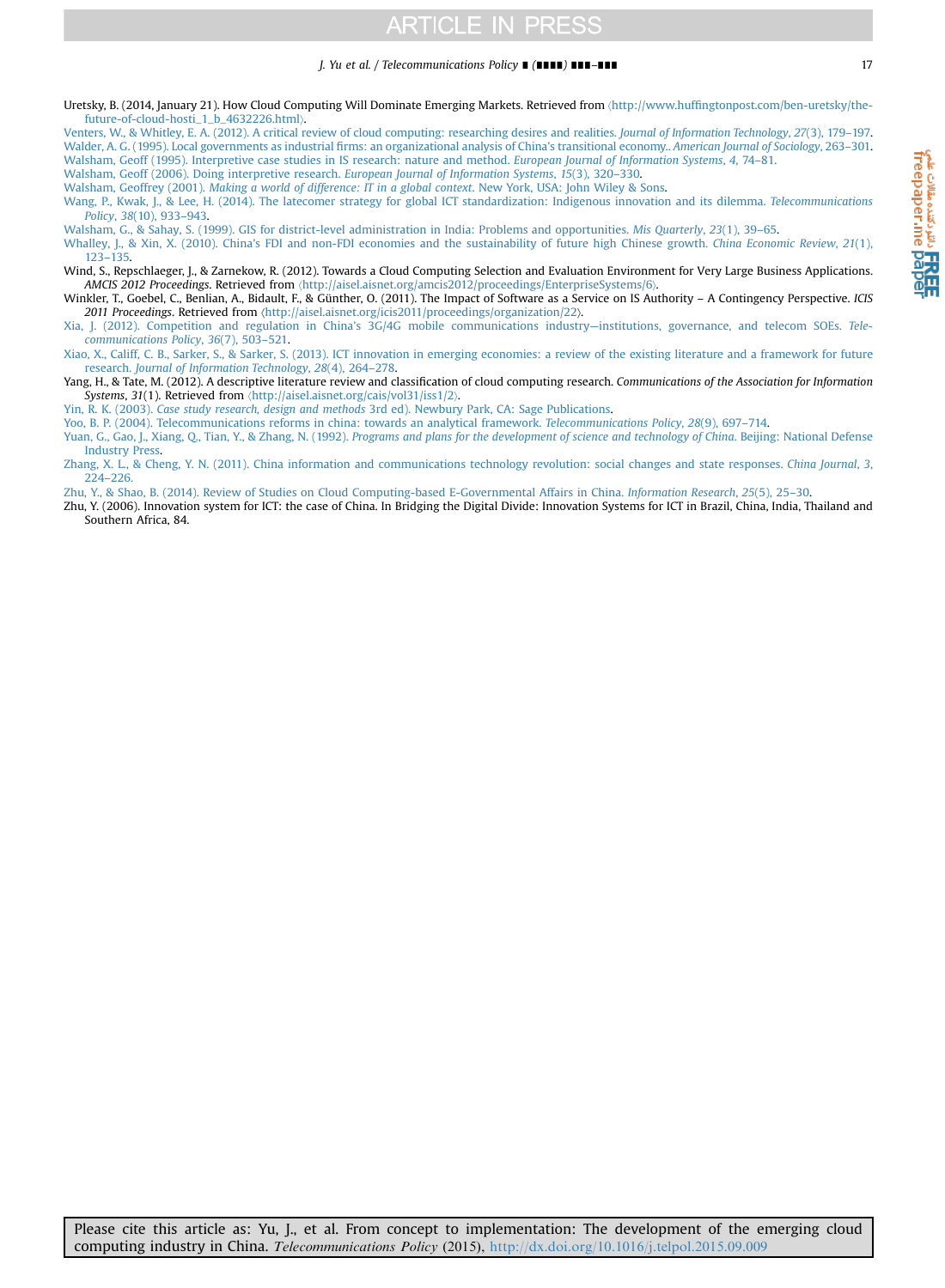Uretsky, B. (2014, January 21). How Cloud Computing Will Dominate Emerging Markets. Retrieved from ⟨http://www.huffingtonpost.com/ben-uretsky/the-future-of-cloud-hosti_1_b_4632226.html⟩.

Venters, W., & Whitley, E. A. (2012). A critical review of cloud computing: researching desires and realities. *Journal of Information Technology*, *27*(3), 179–197.

Walder, A. G. (1995). Local governments as industrial firms: an organizational analysis of China's transitional economy.. *American Journal of Sociology*, 263–301.

Walsham, Geoff (1995). Interpretive case studies in IS research: nature and method. *European Journal of Information Systems*, *4*, 74–81.

Walsham, Geoff (2006). Doing interpretive research. *European Journal of Information Systems*, *15*(3), 320–330.

Walsham, Geoffrey (2001). *Making a world of difference: IT in a global context*. New York, USA: John Wiley & Sons.

Wang, P., Kwak, J., & Lee, H. (2014). The latecomer strategy for global ICT standardization: Indigenous innovation and its dilemma. *Telecommunications Policy*, *38*(10), 933–943.

Walsham, G., & Sahay, S. (1999). GIS for district-level administration in India: Problems and opportunities. *Mis Quarterly*, *23*(1), 39–65.

Whalley, J., & Xin, X. (2010). China's FDI and non-FDI economies and the sustainability of future high Chinese growth. *China Economic Review*, *21*(1), 123–135.

Wind, S., Repschlaeger, J., & Zarnekow, R. (2012). Towards a Cloud Computing Selection and Evaluation Environment for Very Large Business Applications. *AMCIS 2012 Proceedings*. Retrieved from ⟨http://aisel.aisnet.org/amcis2012/proceedings/EnterpriseSystems/6⟩.

Winkler, T., Goebel, C., Benlian, A., Bidault, F., & Günther, O. (2011). The Impact of Software as a Service on IS Authority – A Contingency Perspective. *ICIS 2011 Proceedings*. Retrieved from ⟨http://aisel.aisnet.org/icis2011/proceedings/organization/22⟩.

Xia, J. (2012). Competition and regulation in China's 3G/4G mobile communications industry—institutions, governance, and telecom SOEs. *Telecommunications Policy*, *36*(7), 503–521.

Xiao, X., Califf, C. B., Sarker, S., & Sarker, S. (2013). ICT innovation in emerging economies: a review of the existing literature and a framework for future research. *Journal of Information Technology*, *28*(4), 264–278.

Yang, H., & Tate, M. (2012). A descriptive literature review and classification of cloud computing research. *Communications of the Association for Information Systems*, *31*(1). Retrieved from ⟨http://aisel.aisnet.org/cais/vol31/iss1/2⟩.

Yin, R. K. (2003). *Case study research, design and methods* 3rd ed). Newbury Park, CA: Sage Publications.

Yoo, B. P. (2004). Telecommunications reforms in china: towards an analytical framework. *Telecommunications Policy*, *28*(9), 697–714.

Yuan, G., Gao, J., Xiang, Q., Tian, Y., & Zhang, N. (1992). *Programs and plans for the development of science and technology of China*. Beijing: National Defense Industry Press.

Zhang, X. L., & Cheng, Y. N. (2011). China information and communications technology revolution: social changes and state responses. *China Journal*, *3*, 224–226.

Zhu, Y., & Shao, B. (2014). Review of Studies on Cloud Computing-based E-Governmental Affairs in China. *Information Research*, *25*(5), 25–30.

Zhu, Y. (2006). Innovation system for ICT: the case of China. In Bridging the Digital Divide: Innovation Systems for ICT in Brazil, China, India, Thailand and Southern Africa, 84.